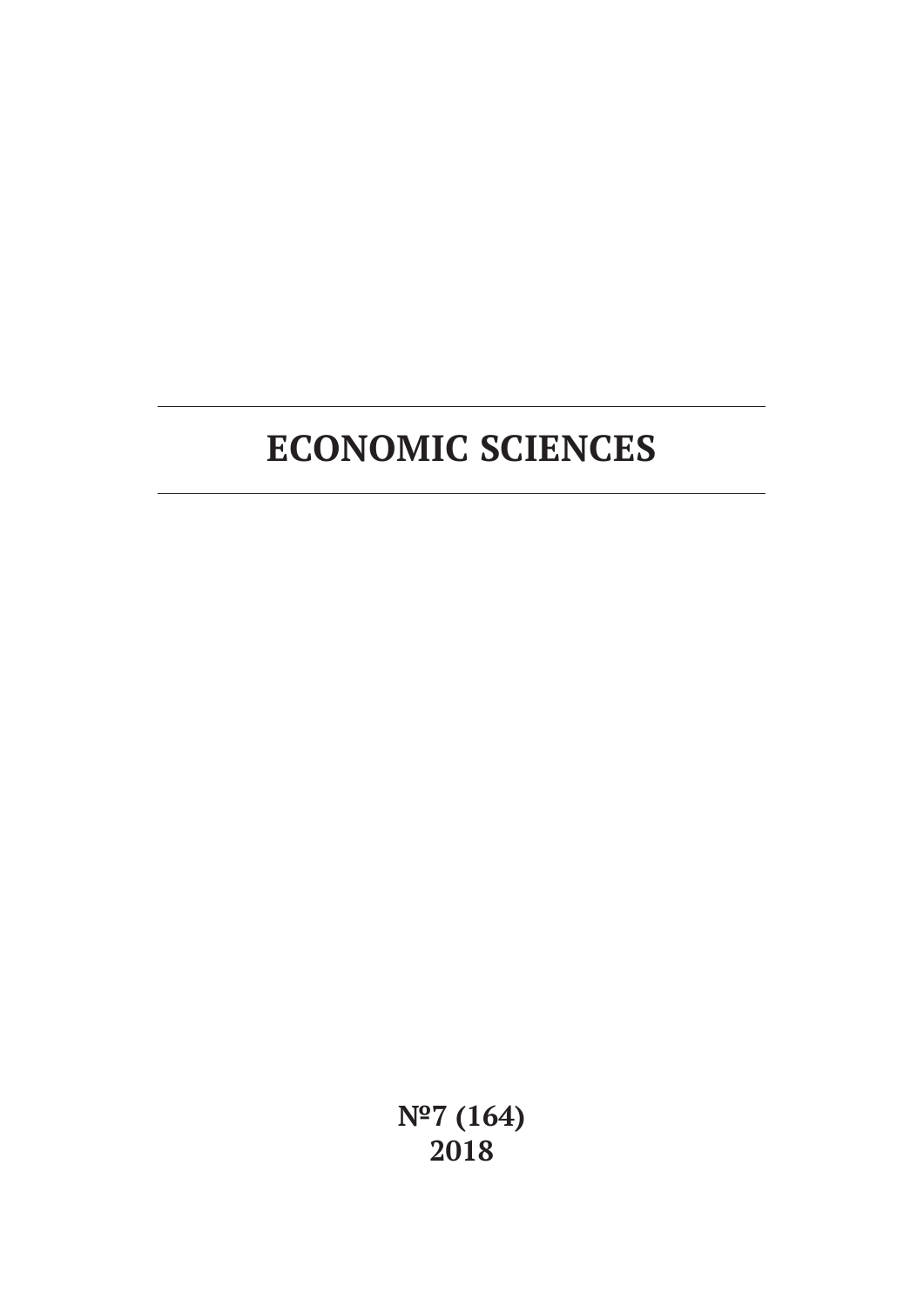# ECONOMIC SCIENCES

**№7 (164)**
**2018**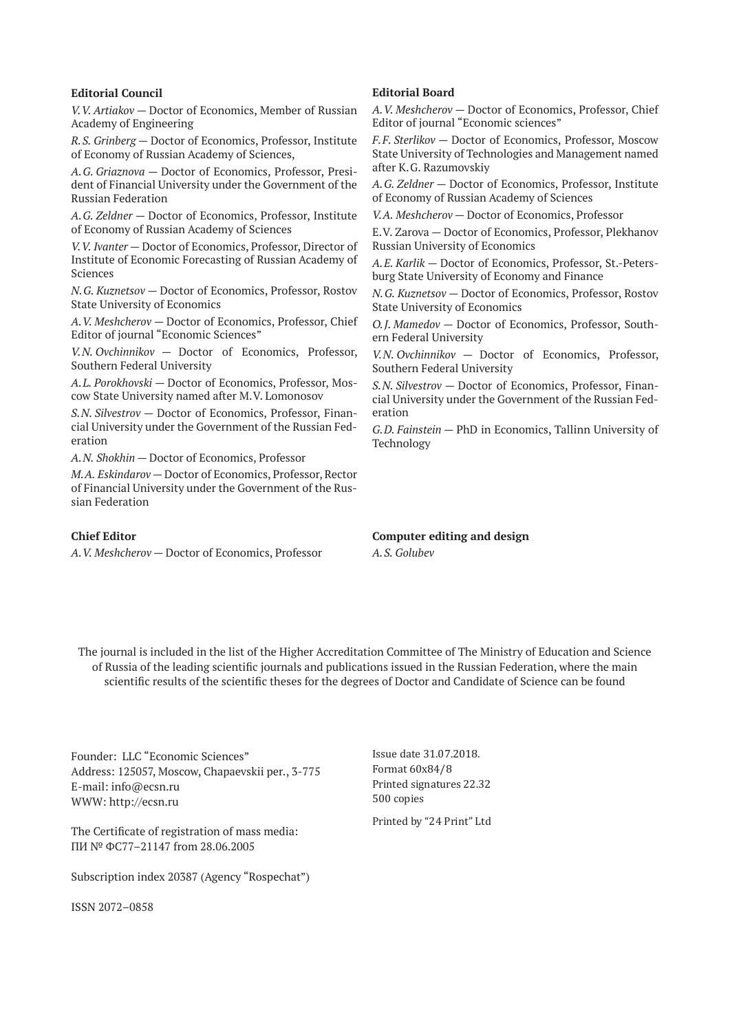**Editorial Council**

*V.V. Artiakov* — Doctor of Economics, Member of Russian Academy of Engineering

*R.S. Grinberg* — Doctor of Economics, Professor, Institute of Economy of Russian Academy of Sciences,

*A.G. Griaznova* — Doctor of Economics, Professor, President of Financial University under the Government of the Russian Federation

*A.G. Zeldner* — Doctor of Economics, Professor, Institute of Economy of Russian Academy of Sciences

*V.V. Ivanter* — Doctor of Economics, Professor, Director of Institute of Economic Forecasting of Russian Academy of Sciences

*N.G. Kuznetsov* — Doctor of Economics, Professor, Rostov State University of Economics

*A.V. Meshcherov* — Doctor of Economics, Professor, Chief Editor of journal "Economic Sciences"

*V.N. Ovchinnikov* — Doctor of Economics, Professor, Southern Federal University

*A.L. Porokhovski* — Doctor of Economics, Professor, Moscow State University named after M.V. Lomonosov

*S.N. Silvestrov* — Doctor of Economics, Professor, Financial University under the Government of the Russian Federation

*A.N. Shokhin* — Doctor of Economics, Professor

*M.A. Eskindarov* — Doctor of Economics, Professor, Rector of Financial University under the Government of the Russian Federation

**Editorial Board**

*A.V. Meshcherov* — Doctor of Economics, Professor, Chief Editor of journal "Economic sciences"

*F.F. Sterlikov* — Doctor of Economics, Professor, Moscow State University of Technologies and Management named after K.G. Razumovskiy

*A.G. Zeldner* — Doctor of Economics, Professor, Institute of Economy of Russian Academy of Sciences

*V.A. Meshcherov* — Doctor of Economics, Professor

E.V. Zarova — Doctor of Economics, Professor, Plekhanov Russian University of Economics

*A.E. Karlik* — Doctor of Economics, Professor, St.-Petersburg State University of Economy and Finance

*N.G. Kuznetsov* — Doctor of Economics, Professor, Rostov State University of Economics

*O.J. Mamedov* — Doctor of Economics, Professor, Southern Federal University

*V.N. Ovchinnikov* — Doctor of Economics, Professor, Southern Federal University

*S.N. Silvestrov* — Doctor of Economics, Professor, Financial University under the Government of the Russian Federation

*G.D. Fainstein* — PhD in Economics, Tallinn University of Technology

**Chief Editor**

*A.V. Meshcherov* — Doctor of Economics, Professor

**Computer editing and design**

*A.S. Golubev*

The journal is included in the list of the Higher Accreditation Committee of The Ministry of Education and Science of Russia of the leading scientific journals and publications issued in the Russian Federation, where the main scientific results of the scientific theses for the degrees of Doctor and Candidate of Science can be found

Founder: LLC "Economic Sciences"
Address: 125057, Moscow, Chapaevskii per., 3-775
E-mail: info@ecsn.ru
WWW: http://ecsn.ru

The Certificate of registration of mass media:
ПИ № ФС77–21147 from 28.06.2005

Subscription index 20387 (Agency "Rospechat")

ISSN 2072–0858

Issue date 31.07.2018.
Format 60x84/8
Printed signatures 22.32
500 copies

Printed by "24 Print" Ltd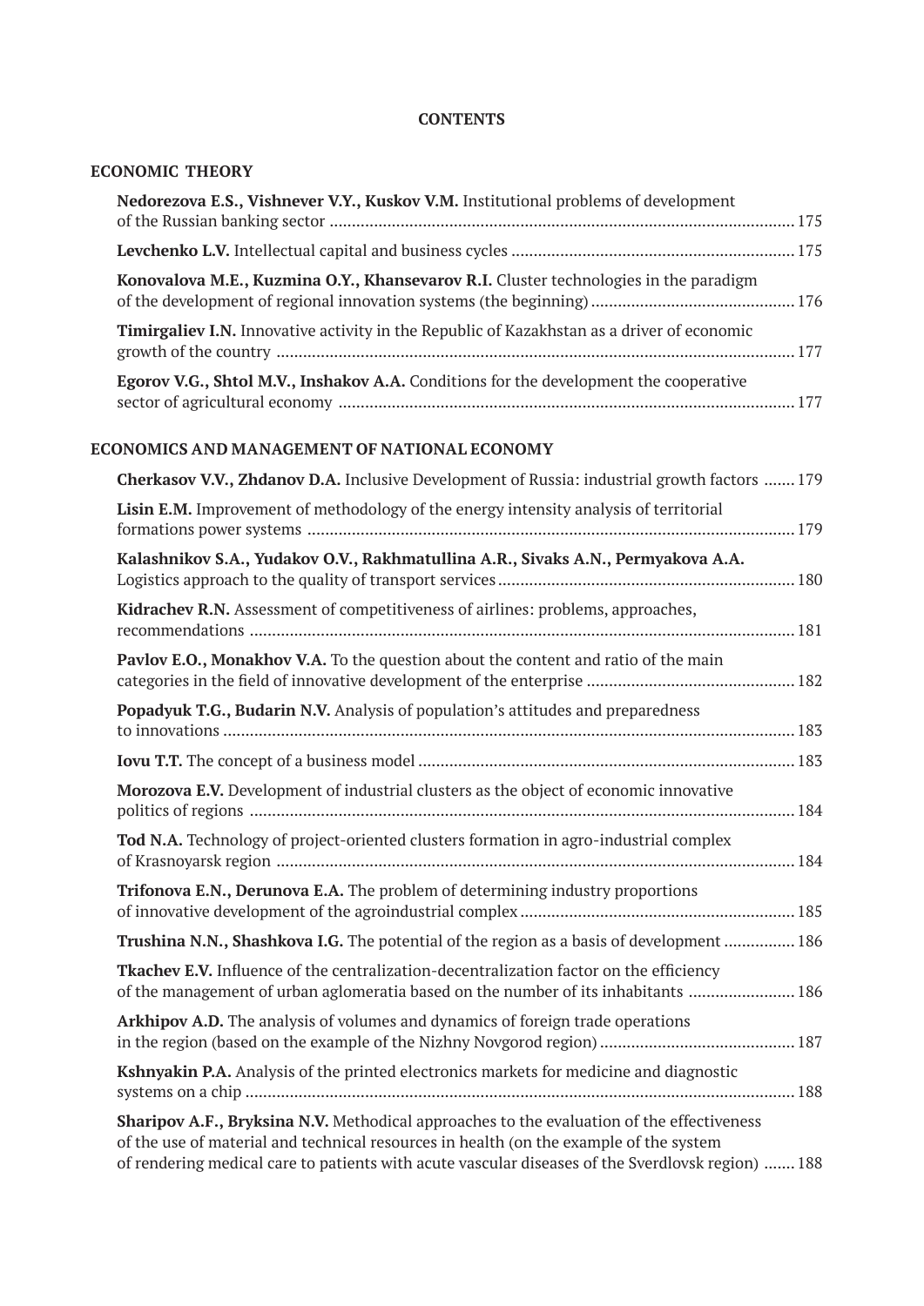**CONTENTS**

## ECONOMIC THEORY

**Nedorezova E.S., Vishnever V.Y., Kuskov V.M.** Institutional problems of development of the Russian banking sector ........ 175

**Levchenko L.V.** Intellectual capital and business cycles ........ 175

**Konovalova M.E., Kuzmina O.Y., Khansevarov R.I.** Cluster technologies in the paradigm of the development of regional innovation systems (the beginning) ........ 176

**Timirgaliev I.N.** Innovative activity in the Republic of Kazakhstan as a driver of economic growth of the country ........ 177

**Egorov V.G., Shtol M.V., Inshakov A.A.** Conditions for the development the cooperative sector of agricultural economy ........ 177

## ECONOMICS AND MANAGEMENT OF NATIONAL ECONOMY

**Cherkasov V.V., Zhdanov D.A.** Inclusive Development of Russia: industrial growth factors ........ 179

**Lisin E.M.** Improvement of methodology of the energy intensity analysis of territorial formations power systems ........ 179

**Kalashnikov S.A., Yudakov O.V., Rakhmatullina A.R., Sivaks A.N., Permyakova A.A.** Logistics approach to the quality of transport services ........ 180

**Kidrachev R.N.** Assessment of competitiveness of airlines: problems, approaches, recommendations ........ 181

**Pavlov E.O., Monakhov V.A.** To the question about the content and ratio of the main categories in the field of innovative development of the enterprise ........ 182

**Popadyuk T.G., Budarin N.V.** Analysis of population's attitudes and preparedness to innovations ........ 183

**Iovu T.T.** The concept of a business model ........ 183

**Morozova E.V.** Development of industrial clusters as the object of economic innovative politics of regions ........ 184

**Tod N.A.** Technology of project-oriented clusters formation in agro-industrial complex of Krasnoyarsk region ........ 184

**Trifonova E.N., Derunova E.A.** The problem of determining industry proportions of innovative development of the agroindustrial complex ........ 185

**Trushina N.N., Shashkova I.G.** The potential of the region as a basis of development ........ 186

**Tkachev E.V.** Influence of the centralization-decentralization factor on the efficiency of the management of urban aglomeratia based on the number of its inhabitants ........ 186

**Arkhipov A.D.** The analysis of volumes and dynamics of foreign trade operations in the region (based on the example of the Nizhny Novgorod region) ........ 187

**Kshnyakin P.A.** Analysis of the printed electronics markets for medicine and diagnostic systems on a chip ........ 188

**Sharipov A.F., Bryksina N.V.** Methodical approaches to the evaluation of the effectiveness of the use of material and technical resources in health (on the example of the system of rendering medical care to patients with acute vascular diseases of the Sverdlovsk region) ........ 188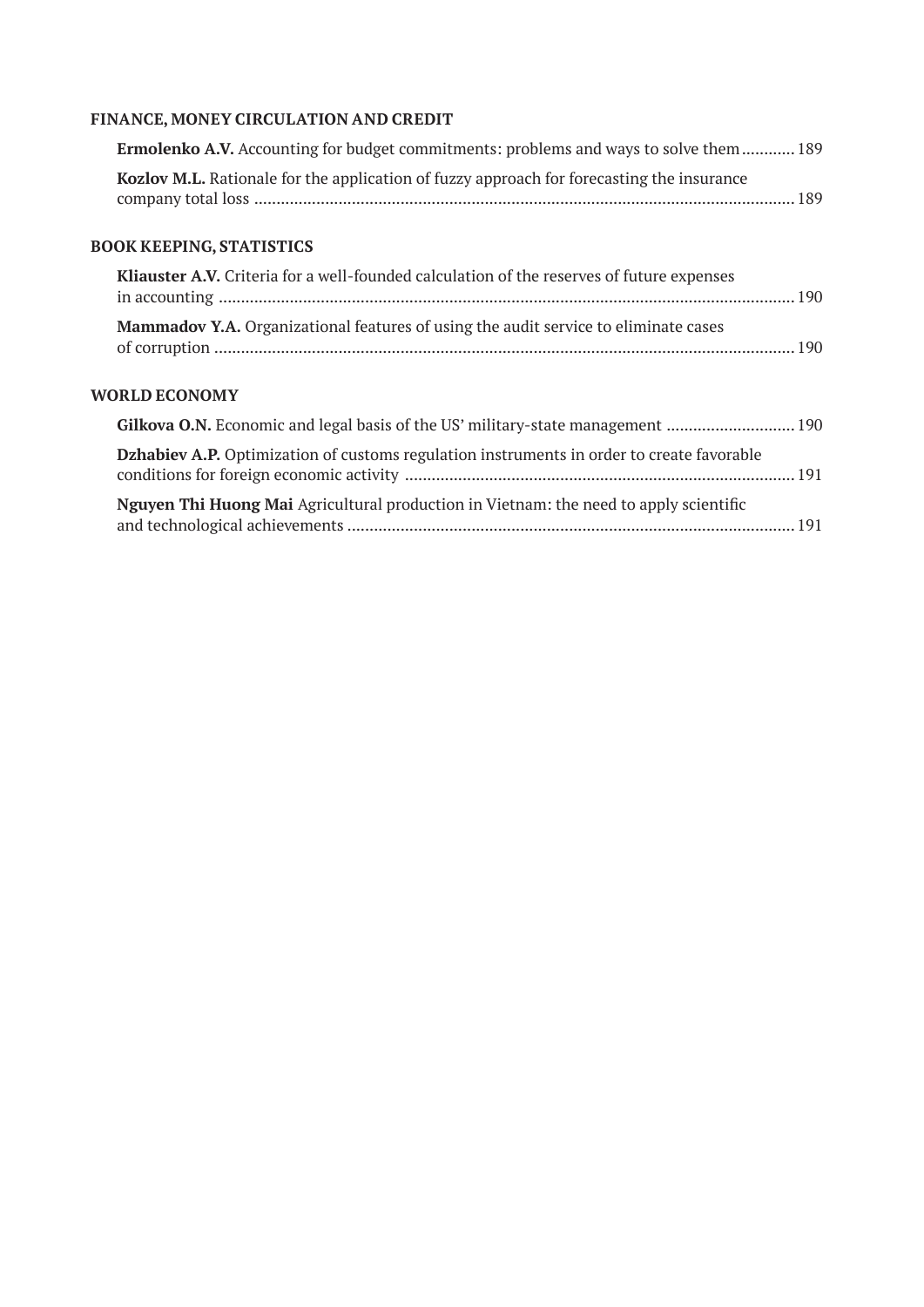## FINANCE, MONEY CIRCULATION AND CREDIT

**Ermolenko A.V.** Accounting for budget commitments: problems and ways to solve them ............ 189

**Kozlov M.L.** Rationale for the application of fuzzy approach for forecasting the insurance company total loss ............ 189

## BOOK KEEPING, STATISTICS

**Kliauster A.V.** Criteria for a well-founded calculation of the reserves of future expenses in accounting ............ 190

**Mammadov Y.A.** Organizational features of using the audit service to eliminate cases of corruption ............ 190

## WORLD ECONOMY

**Gilkova O.N.** Economic and legal basis of the US' military-state management ............ 190

**Dzhabiev A.P.** Optimization of customs regulation instruments in order to create favorable conditions for foreign economic activity ............ 191

**Nguyen Thi Huong Mai** Agricultural production in Vietnam: the need to apply scientific and technological achievements ............ 191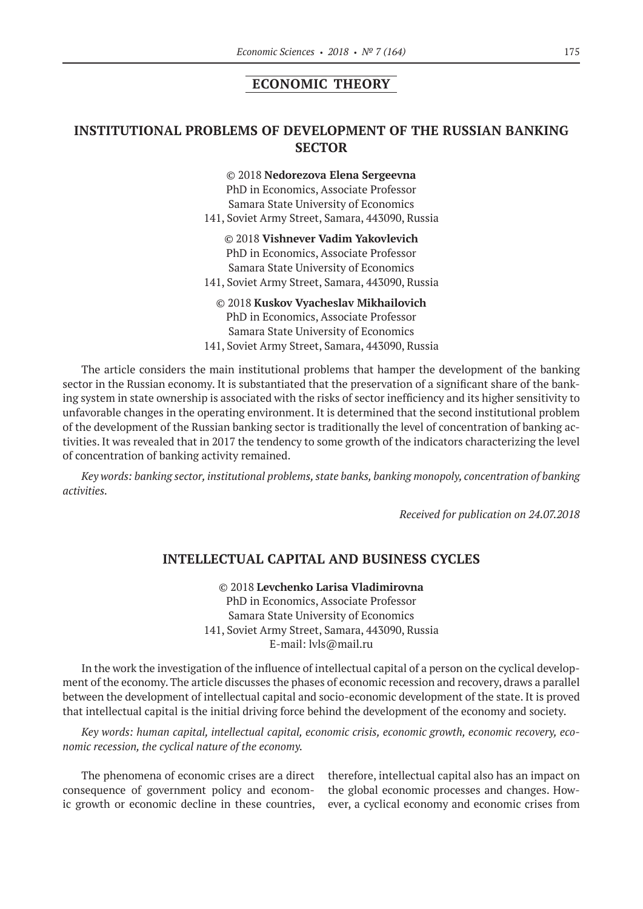## ECONOMIC THEORY

# INSTITUTIONAL PROBLEMS OF DEVELOPMENT OF THE RUSSIAN BANKING SECTOR

© 2018 **Nedorezova Elena Sergeevna**
PhD in Economics, Associate Professor
Samara State University of Economics
141, Soviet Army Street, Samara, 443090, Russia

© 2018 **Vishnever Vadim Yakovlevich**
PhD in Economics, Associate Professor
Samara State University of Economics
141, Soviet Army Street, Samara, 443090, Russia

© 2018 **Kuskov Vyacheslav Mikhailovich**
PhD in Economics, Associate Professor
Samara State University of Economics
141, Soviet Army Street, Samara, 443090, Russia

The article considers the main institutional problems that hamper the development of the banking sector in the Russian economy. It is substantiated that the preservation of a significant share of the banking system in state ownership is associated with the risks of sector inefficiency and its higher sensitivity to unfavorable changes in the operating environment. It is determined that the second institutional problem of the development of the Russian banking sector is traditionally the level of concentration of banking activities. It was revealed that in 2017 the tendency to some growth of the indicators characterizing the level of concentration of banking activity remained.

*Key words: banking sector, institutional problems, state banks, banking monopoly, concentration of banking activities.*

*Received for publication on 24.07.2018*

# INTELLECTUAL CAPITAL AND BUSINESS CYCLES

© 2018 **Levchenko Larisa Vladimirovna**
PhD in Economics, Associate Professor
Samara State University of Economics
141, Soviet Army Street, Samara, 443090, Russia
E-mail: lvls@mail.ru

In the work the investigation of the influence of intellectual capital of a person on the cyclical development of the economy. The article discusses the phases of economic recession and recovery, draws a parallel between the development of intellectual capital and socio-economic development of the state. It is proved that intellectual capital is the initial driving force behind the development of the economy and society.

*Key words: human capital, intellectual capital, economic crisis, economic growth, economic recovery, economic recession, the cyclical nature of the economy.*

The phenomena of economic crises are a direct consequence of government policy and economic growth or economic decline in these countries, therefore, intellectual capital also has an impact on the global economic processes and changes. However, a cyclical economy and economic crises from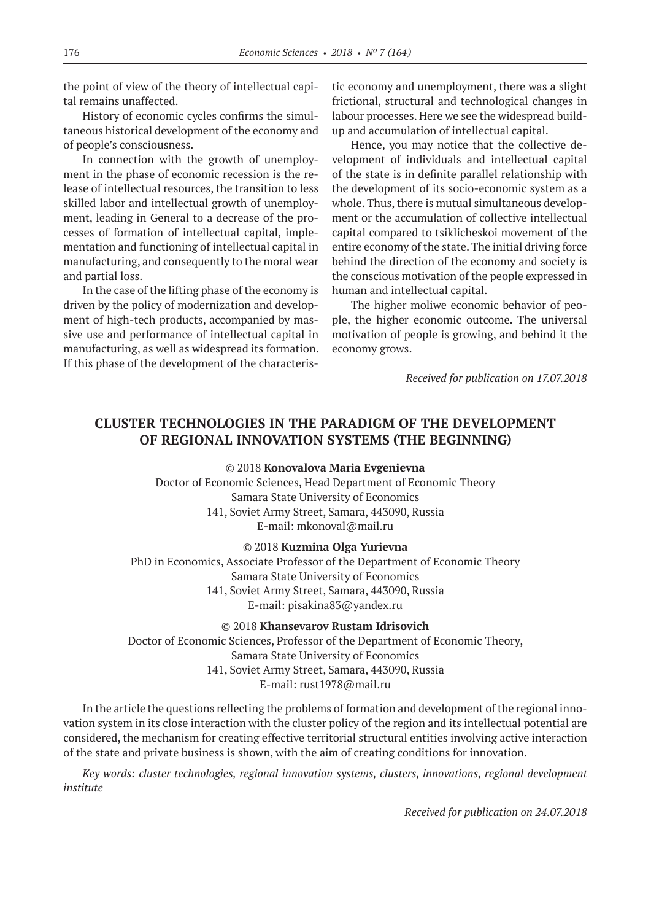the point of view of the theory of intellectual capital remains unaffected.

History of economic cycles confirms the simultaneous historical development of the economy and of people's consciousness.

In connection with the growth of unemployment in the phase of economic recession is the release of intellectual resources, the transition to less skilled labor and intellectual growth of unemployment, leading in General to a decrease of the processes of formation of intellectual capital, implementation and functioning of intellectual capital in manufacturing, and consequently to the moral wear and partial loss.

In the case of the lifting phase of the economy is driven by the policy of modernization and development of high-tech products, accompanied by massive use and performance of intellectual capital in manufacturing, as well as widespread its formation. If this phase of the development of the characteristic economy and unemployment, there was a slight frictional, structural and technological changes in labour processes. Here we see the widespread buildup and accumulation of intellectual capital.

Hence, you may notice that the collective development of individuals and intellectual capital of the state is in definite parallel relationship with the development of its socio-economic system as a whole. Thus, there is mutual simultaneous development or the accumulation of collective intellectual capital compared to tsiklicheskoi movement of the entire economy of the state. The initial driving force behind the direction of the economy and society is the conscious motivation of the people expressed in human and intellectual capital.

The higher moliwe economic behavior of people, the higher economic outcome. The universal motivation of people is growing, and behind it the economy grows.

*Received for publication on 17.07.2018*

## CLUSTER TECHNOLOGIES IN THE PARADIGM OF THE DEVELOPMENT OF REGIONAL INNOVATION SYSTEMS (THE BEGINNING)

© 2018 **Konovalova Maria Evgenievna**
Doctor of Economic Sciences, Head Department of Economic Theory
Samara State University of Economics
141, Soviet Army Street, Samara, 443090, Russia
E-mail: mkonoval@mail.ru

© 2018 **Kuzmina Olga Yurievna**
PhD in Economics, Associate Professor of the Department of Economic Theory
Samara State University of Economics
141, Soviet Army Street, Samara, 443090, Russia
E-mail: pisakina83@yandex.ru

© 2018 **Khansevarov Rustam Idrisovich**
Doctor of Economic Sciences, Professor of the Department of Economic Theory,
Samara State University of Economics
141, Soviet Army Street, Samara, 443090, Russia
E-mail: rust1978@mail.ru

In the article the questions reflecting the problems of formation and development of the regional innovation system in its close interaction with the cluster policy of the region and its intellectual potential are considered, the mechanism for creating effective territorial structural entities involving active interaction of the state and private business is shown, with the aim of creating conditions for innovation.

*Key words: cluster technologies, regional innovation systems, clusters, innovations, regional development institute*

*Received for publication on 24.07.2018*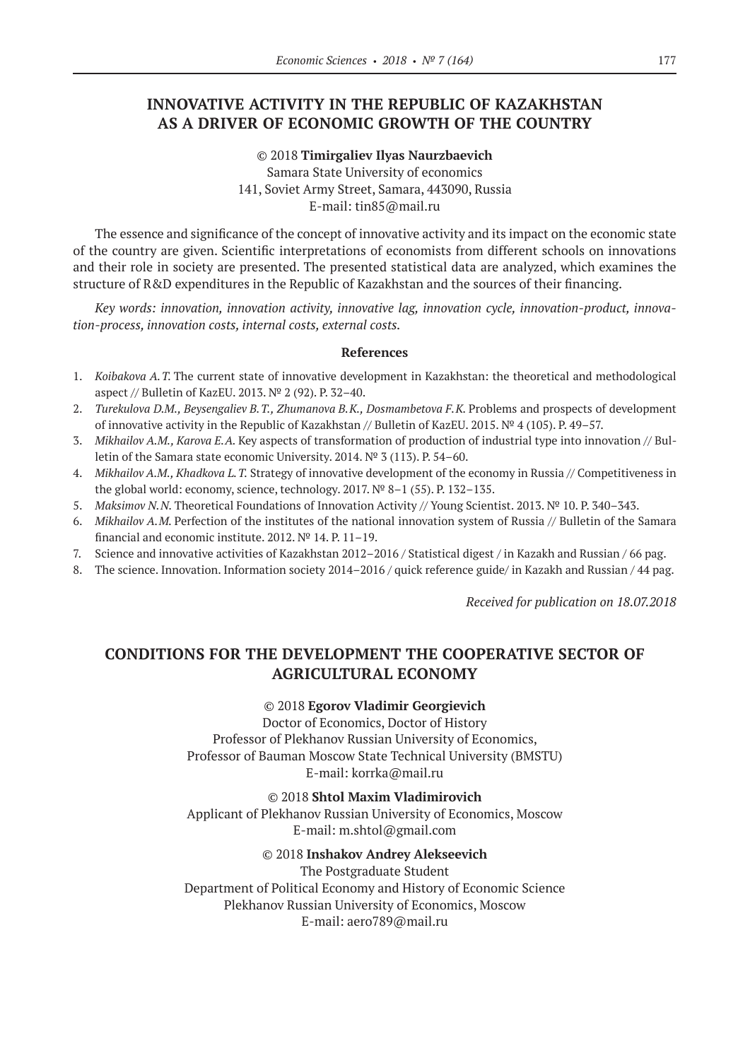## INNOVATIVE ACTIVITY IN THE REPUBLIC OF KAZAKHSTAN AS A DRIVER OF ECONOMIC GROWTH OF THE COUNTRY

© 2018 **Timirgaliev Ilyas Naurzbaevich**
Samara State University of economics
141, Soviet Army Street, Samara, 443090, Russia
E-mail: tin85@mail.ru

The essence and significance of the concept of innovative activity and its impact on the economic state of the country are given. Scientific interpretations of economists from different schools on innovations and their role in society are presented. The presented statistical data are analyzed, which examines the structure of R&D expenditures in the Republic of Kazakhstan and the sources of their financing.

*Key words: innovation, innovation activity, innovative lag, innovation cycle, innovation-product, innovation-process, innovation costs, internal costs, external costs.*

#### References

1. *Koibakova A.T.* The current state of innovative development in Kazakhstan: the theoretical and methodological aspect // Bulletin of KazEU. 2013. № 2 (92). P. 32–40.
2. *Turekulova D.M., Beysengaliev B.T., Zhumanova B.K., Dosmambetova F.K.* Problems and prospects of development of innovative activity in the Republic of Kazakhstan // Bulletin of KazEU. 2015. № 4 (105). P. 49–57.
3. *Mikhailov A.M., Karova E.A.* Key aspects of transformation of production of industrial type into innovation // Bulletin of the Samara state economic University. 2014. № 3 (113). P. 54–60.
4. *Mikhailov A.M., Khadkova L.T.* Strategy of innovative development of the economy in Russia // Competitiveness in the global world: economy, science, technology. 2017. № 8–1 (55). P. 132–135.
5. *Maksimov N.N.* Theoretical Foundations of Innovation Activity // Young Scientist. 2013. № 10. P. 340–343.
6. *Mikhailov A.M.* Perfection of the institutes of the national innovation system of Russia // Bulletin of the Samara financial and economic institute. 2012. № 14. P. 11–19.
7. Science and innovative activities of Kazakhstan 2012–2016 / Statistical digest / in Kazakh and Russian / 66 pag.
8. The science. Innovation. Information society 2014–2016 / quick reference guide/ in Kazakh and Russian / 44 pag.

*Received for publication on 18.07.2018*

## CONDITIONS FOR THE DEVELOPMENT THE COOPERATIVE SECTOR OF AGRICULTURAL ECONOMY

© 2018 **Egorov Vladimir Georgievich**
Doctor of Economics, Doctor of History
Professor of Plekhanov Russian University of Economics,
Professor of Bauman Moscow State Technical University (BMSTU)
E-mail: korrka@mail.ru

© 2018 **Shtol Maxim Vladimirovich**
Applicant of Plekhanov Russian University of Economics, Moscow
E-mail: m.shtol@gmail.com

© 2018 **Inshakov Andrey Alekseevich**
The Postgraduate Student
Department of Political Economy and History of Economic Science
Plekhanov Russian University of Economics, Moscow
E-mail: aero789@mail.ru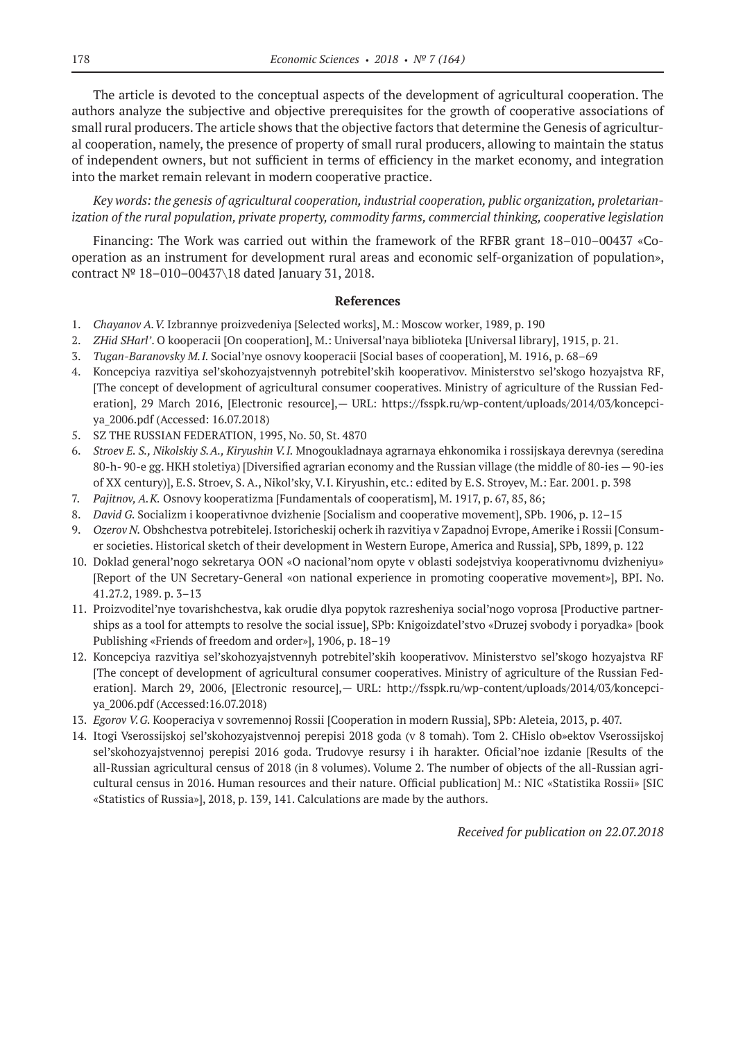The article is devoted to the conceptual aspects of the development of agricultural cooperation. The authors analyze the subjective and objective prerequisites for the growth of cooperative associations of small rural producers. The article shows that the objective factors that determine the Genesis of agricultural cooperation, namely, the presence of property of small rural producers, allowing to maintain the status of independent owners, but not sufficient in terms of efficiency in the market economy, and integration into the market remain relevant in modern cooperative practice.

*Key words: the genesis of agricultural cooperation, industrial cooperation, public organization, proletarianization of the rural population, private property, commodity farms, commercial thinking, cooperative legislation*

Financing: The Work was carried out within the framework of the RFBR grant 18–010–00437 «Cooperation as an instrument for development rural areas and economic self-organization of population», contract № 18–010–00437\18 dated January 31, 2018.

## References

1. *Chayanov A.V.* Izbrannye proizvedeniya [Selected works], M.: Moscow worker, 1989, p. 190
2. *ZHid SHarl'*. O kooperacii [On cooperation], M.: Universal'naya biblioteka [Universal library], 1915, p. 21.
3. *Tugan-Baranovsky M.I.* Social'nye osnovy kooperacii [Social bases of cooperation], M. 1916, p. 68–69
4. Koncepciya razvitiya sel'skohozyajstvennyh potrebitel'skih kooperativov. Ministerstvo sel'skogo hozyajstva RF, [The concept of development of agricultural consumer cooperatives. Ministry of agriculture of the Russian Federation], 29 March 2016, [Electronic resource],— URL: https://fsspk.ru/wp-content/uploads/2014/03/koncepciya_2006.pdf (Accessed: 16.07.2018)
5. SZ THE RUSSIAN FEDERATION, 1995, No. 50, St. 4870
6. *Stroev E.S., Nikolskiy S.A., Kiryushin V.I.* Mnogoukladnaya agrarnaya ehkonomika i rossijskaya derevnya (seredina 80-h- 90-e gg. HKH stoletiya) [Diversified agrarian economy and the Russian village (the middle of 80-ies — 90-ies of XX century)], E.S. Stroev, S.A., Nikol'sky, V.I. Kiryushin, etc.: edited by E.S. Stroyev, M.: Ear. 2001. p. 398
7. *Pajitnov, A.K.* Osnovy kooperatizma [Fundamentals of cooperatism], M. 1917, p. 67, 85, 86;
8. *David G.* Socializm i kooperativnoe dvizhenie [Socialism and cooperative movement], SPb. 1906, p. 12–15
9. *Ozerov N.* Obshchestva potrebitelej. Istoricheskij ocherk ih razvitiya v Zapadnoj Evrope, Amerike i Rossii [Consumer societies. Historical sketch of their development in Western Europe, America and Russia], SPb, 1899, p. 122
10. Doklad general'nogo sekretarya OON «O nacional'nom opyte v oblasti sodejstviya kooperativnomu dvizheniyu» [Report of the UN Secretary-General «on national experience in promoting cooperative movement»], BPI. No. 41.27.2, 1989. p. 3–13
11. Proizvoditel'nye tovarishchestva, kak orudie dlya popytok razresheniya social'nogo voprosa [Productive partnerships as a tool for attempts to resolve the social issue], SPb: Knigoizdatel'stvo «Druzej svobody i poryadka» [book Publishing «Friends of freedom and order»], 1906, p. 18–19
12. Koncepciya razvitiya sel'skohozyajstvennyh potrebitel'skih kooperativov. Ministerstvo sel'skogo hozyajstva RF [The concept of development of agricultural consumer cooperatives. Ministry of agriculture of the Russian Federation]. March 29, 2006, [Electronic resource],— URL: http://fsspk.ru/wp-content/uploads/2014/03/koncepciya_2006.pdf (Accessed:16.07.2018)
13. *Egorov V.G.* Kooperaciya v sovremennoj Rossii [Cooperation in modern Russia], SPb: Aleteia, 2013, p. 407.
14. Itogi Vserossijskoj sel'skohozyajstvennoj perepisi 2018 goda (v 8 tomah). Tom 2. CHislo ob»ektov Vserossijskoj sel'skohozyajstvennoj perepisi 2016 goda. Trudovye resursy i ih harakter. Oficial'noe izdanie [Results of the all-Russian agricultural census of 2018 (in 8 volumes). Volume 2. The number of objects of the all-Russian agricultural census in 2016. Human resources and their nature. Official publication] M.: NIC «Statistika Rossii» [SIC «Statistics of Russia»], 2018, p. 139, 141. Calculations are made by the authors.

*Received for publication on 22.07.2018*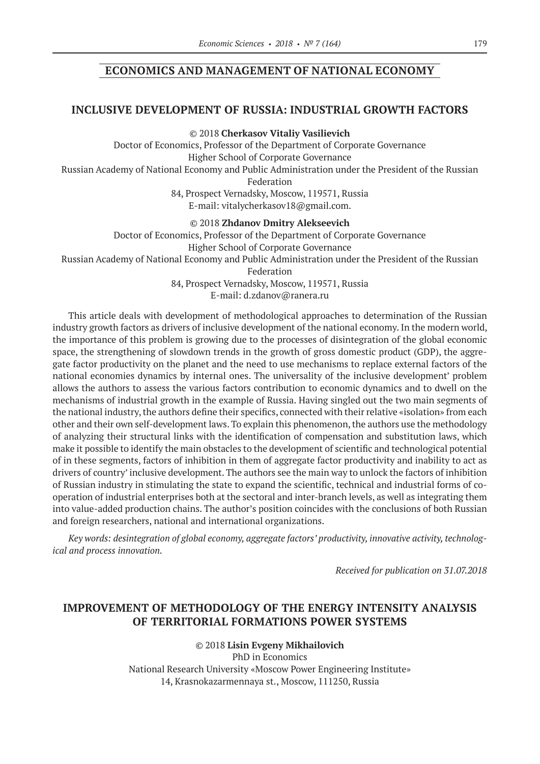## ECONOMICS AND MANAGEMENT OF NATIONAL ECONOMY

### INCLUSIVE DEVELOPMENT OF RUSSIA: INDUSTRIAL GROWTH FACTORS

© 2018 **Cherkasov Vitaliy Vasilievich**
Doctor of Economics, Professor of the Department of Corporate Governance
Higher School of Corporate Governance
Russian Academy of National Economy and Public Administration under the President of the Russian Federation
84, Prospect Vernadsky, Moscow, 119571, Russia
E-mail: vitalycherkasov18@gmail.com.

© 2018 **Zhdanov Dmitry Alekseevich**
Doctor of Economics, Professor of the Department of Corporate Governance
Higher School of Corporate Governance
Russian Academy of National Economy and Public Administration under the President of the Russian Federation
84, Prospect Vernadsky, Moscow, 119571, Russia
E-mail: d.zdanov@ranera.ru

This article deals with development of methodological approaches to determination of the Russian industry growth factors as drivers of inclusive development of the national economy. In the modern world, the importance of this problem is growing due to the processes of disintegration of the global economic space, the strengthening of slowdown trends in the growth of gross domestic product (GDP), the aggregate factor productivity on the planet and the need to use mechanisms to replace external factors of the national economies dynamics by internal ones. The universality of the inclusive development' problem allows the authors to assess the various factors contribution to economic dynamics and to dwell on the mechanisms of industrial growth in the example of Russia. Having singled out the two main segments of the national industry, the authors define their specifics, connected with their relative «isolation» from each other and their own self-development laws. To explain this phenomenon, the authors use the methodology of analyzing their structural links with the identification of compensation and substitution laws, which make it possible to identify the main obstacles to the development of scientific and technological potential of in these segments, factors of inhibition in them of aggregate factor productivity and inability to act as drivers of country' inclusive development. The authors see the main way to unlock the factors of inhibition of Russian industry in stimulating the state to expand the scientific, technical and industrial forms of cooperation of industrial enterprises both at the sectoral and inter-branch levels, as well as integrating them into value-added production chains. The author's position coincides with the conclusions of both Russian and foreign researchers, national and international organizations.

*Key words: desintegration of global economy, aggregate factors' productivity, innovative activity, technological and process innovation.*

*Received for publication on 31.07.2018*

### IMPROVEMENT OF METHODOLOGY OF THE ENERGY INTENSITY ANALYSIS OF TERRITORIAL FORMATIONS POWER SYSTEMS

© 2018 **Lisin Evgeny Mikhailovich**
PhD in Economics
National Research University «Moscow Power Engineering Institute»
14, Krasnokazarmennaya st., Moscow, 111250, Russia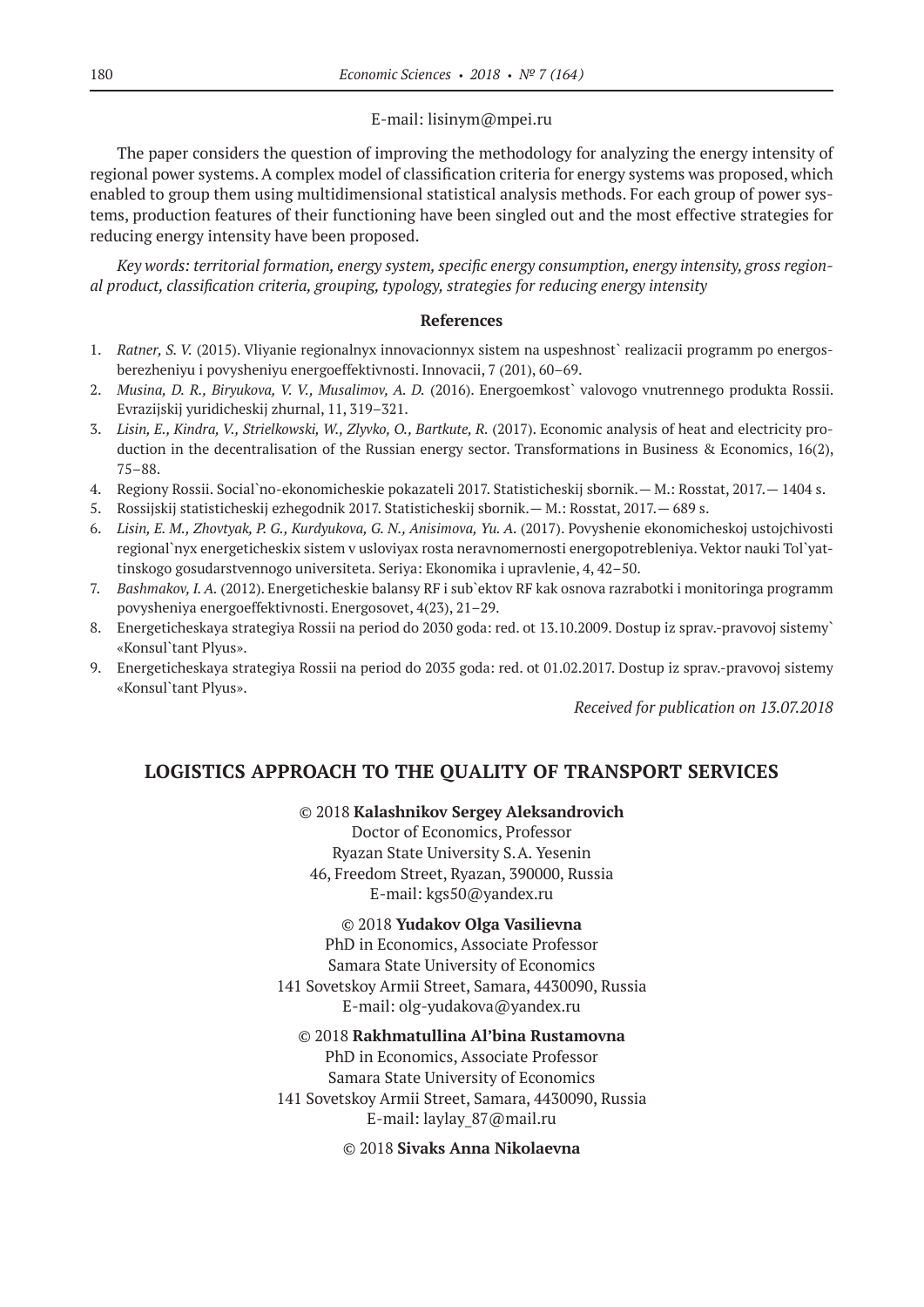E-mail: lisinym@mpei.ru

The paper considers the question of improving the methodology for analyzing the energy intensity of regional power systems. A complex model of classification criteria for energy systems was proposed, which enabled to group them using multidimensional statistical analysis methods. For each group of power systems, production features of their functioning have been singled out and the most effective strategies for reducing energy intensity have been proposed.

*Key words: territorial formation, energy system, specific energy consumption, energy intensity, gross regional product, classification criteria, grouping, typology, strategies for reducing energy intensity*

**References**

1. *Ratner, S. V.* (2015). Vliyanie regionalnyx innovacionnyx sistem na uspeshnost` realizacii programm po energosberezheniyu i povysheniyu energoeffektivnosti. Innovacii, 7 (201), 60–69.
2. *Musina, D. R., Biryukova, V. V., Musalimov, A. D.* (2016). Energoemkost` valovogo vnutrennego produkta Rossii. Evrazijskij yuridicheskij zhurnal, 11, 319–321.
3. *Lisin, E., Kindra, V., Strielkowski, W., Zlyvko, O., Bartkute, R.* (2017). Economic analysis of heat and electricity production in the decentralisation of the Russian energy sector. Transformations in Business & Economics, 16(2), 75–88.
4. Regiony Rossii. Social`no-ekonomicheskie pokazateli 2017. Statisticheskij sbornik.— M.: Rosstat, 2017.— 1404 s.
5. Rossijskij statisticheskij ezhegodnik 2017. Statisticheskij sbornik.— M.: Rosstat, 2017.— 689 s.
6. *Lisin, E. M., Zhovtyak, P. G., Kurdyukova, G. N., Anisimova, Yu. A.* (2017). Povyshenie ekonomicheskoj ustojchivosti regional`nyx energeticheskix sistem v usloviyax rosta neravnomernosti energopotrebleniya. Vektor nauki Tol`yattinskogo gosudarstvennogo universiteta. Seriya: Ekonomika i upravlenie, 4, 42–50.
7. *Bashmakov, I. A.* (2012). Energeticheskie balansy RF i sub`ektov RF kak osnova razrabotki i monitoringa programm povysheniya energoeffektivnosti. Energosovet, 4(23), 21–29.
8. Energeticheskaya strategiya Rossii na period do 2030 goda: red. ot 13.10.2009. Dostup iz sprav.-pravovoj sistemy` «Konsul`tant Plyus».
9. Energeticheskaya strategiya Rossii na period do 2035 goda: red. ot 01.02.2017. Dostup iz sprav.-pravovoj sistemy «Konsul`tant Plyus».

*Received for publication on 13.07.2018*

## LOGISTICS APPROACH TO THE QUALITY OF TRANSPORT SERVICES

© 2018 **Kalashnikov Sergey Aleksandrovich**
Doctor of Economics, Professor
Ryazan State University S.A. Yesenin
46, Freedom Street, Ryazan, 390000, Russia
E-mail: kgs50@yandex.ru

© 2018 **Yudakov Olga Vasilievna**
PhD in Economics, Associate Professor
Samara State University of Economics
141 Sovetskoy Armii Street, Samara, 4430090, Russia
E-mail: olg-yudakova@yandex.ru

© 2018 **Rakhmatullina Al'bina Rustamovna**
PhD in Economics, Associate Professor
Samara State University of Economics
141 Sovetskoy Armii Street, Samara, 4430090, Russia
E-mail: laylay_87@mail.ru

© 2018 **Sivaks Anna Nikolaevna**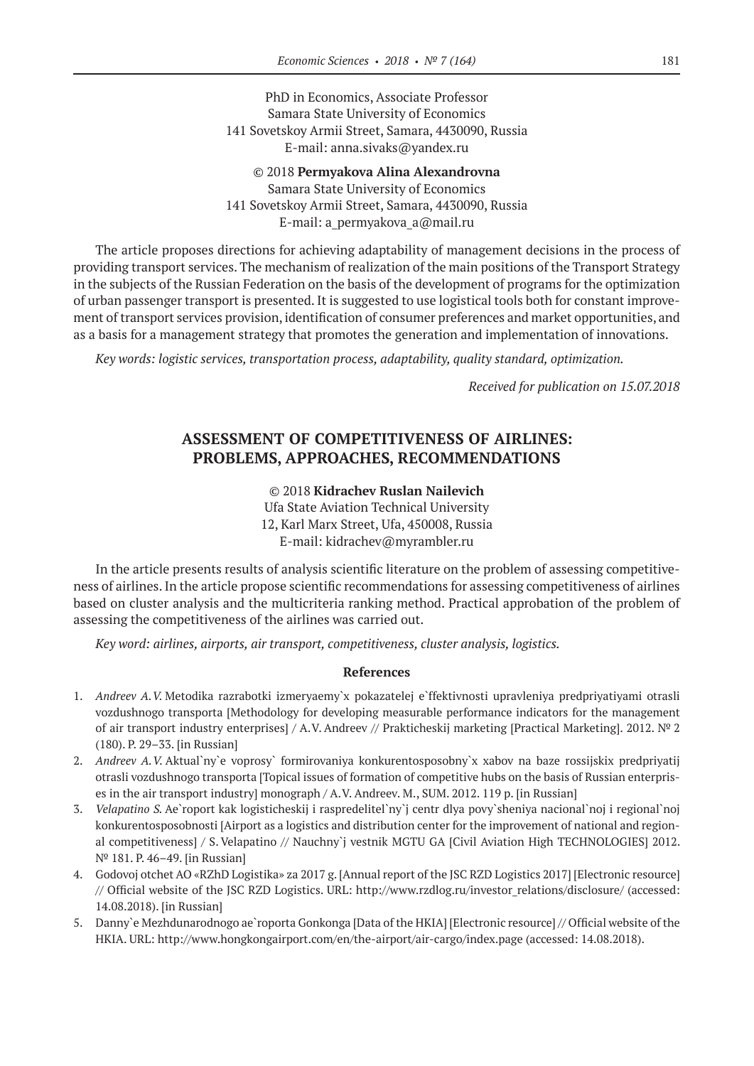PhD in Economics, Associate Professor
Samara State University of Economics
141 Sovetskoy Armii Street, Samara, 4430090, Russia
E-mail: anna.sivaks@yandex.ru

© 2018 **Permyakova Alina Alexandrovna**
Samara State University of Economics
141 Sovetskoy Armii Street, Samara, 4430090, Russia
E-mail: a_permyakova_a@mail.ru

The article proposes directions for achieving adaptability of management decisions in the process of providing transport services. The mechanism of realization of the main positions of the Transport Strategy in the subjects of the Russian Federation on the basis of the development of programs for the optimization of urban passenger transport is presented. It is suggested to use logistical tools both for constant improvement of transport services provision, identification of consumer preferences and market opportunities, and as a basis for a management strategy that promotes the generation and implementation of innovations.

*Key words: logistic services, transportation process, adaptability, quality standard, optimization.*

*Received for publication on 15.07.2018*

## ASSESSMENT OF COMPETITIVENESS OF AIRLINES: PROBLEMS, APPROACHES, RECOMMENDATIONS

© 2018 **Kidrachev Ruslan Nailevich**
Ufa State Aviation Technical University
12, Karl Marx Street, Ufa, 450008, Russia
E-mail: kidrachev@myrambler.ru

In the article presents results of analysis scientific literature on the problem of assessing competitiveness of airlines. In the article propose scientific recommendations for assessing competitiveness of airlines based on cluster analysis and the multicriteria ranking method. Practical approbation of the problem of assessing the competitiveness of the airlines was carried out.

*Key word: airlines, airports, air transport, competitiveness, cluster analysis, logistics.*

### References

1. *Andreev A.V.* Metodika razrabotki izmeryaemy`x pokazatelej e`ffektivnosti upravleniya predpriyatiyami otrasli vozdushnogo transporta [Methodology for developing measurable performance indicators for the management of air transport industry enterprises] / A.V. Andreev // Prakticheskij marketing [Practical Marketing]. 2012. № 2 (180). P. 29–33. [in Russian]
2. *Andreev A.V.* Aktual`ny`e voprosy` formirovaniya konkurentosposobny`x xabov na baze rossijskix predpriyatij otrasli vozdushnogo transporta [Topical issues of formation of competitive hubs on the basis of Russian enterprises in the air transport industry] monograph / A.V. Andreev. M., SUM. 2012. 119 p. [in Russian]
3. *Velapatino S.* Ae`roport kak logisticheskij i raspredelitel`ny`j centr dlya povy`sheniya nacional`noj i regional`noj konkurentosposobnosti [Airport as a logistics and distribution center for the improvement of national and regional competitiveness] / S. Velapatino // Nauchny`j vestnik MGTU GA [Civil Aviation High TECHNOLOGIES] 2012. № 181. P. 46–49. [in Russian]
4. Godovoj otchet AO «RZhD Logistika» za 2017 g. [Annual report of the JSC RZD Logistics 2017] [Electronic resource] // Official website of the JSC RZD Logistics. URL: http://www.rzdlog.ru/investor_relations/disclosure/ (accessed: 14.08.2018). [in Russian]
5. Danny`e Mezhdunarodnogo ae`roporta Gonkonga [Data of the HKIA] [Electronic resource] // Official website of the HKIA. URL: http://www.hongkongairport.com/en/the-airport/air-cargo/index.page (accessed: 14.08.2018).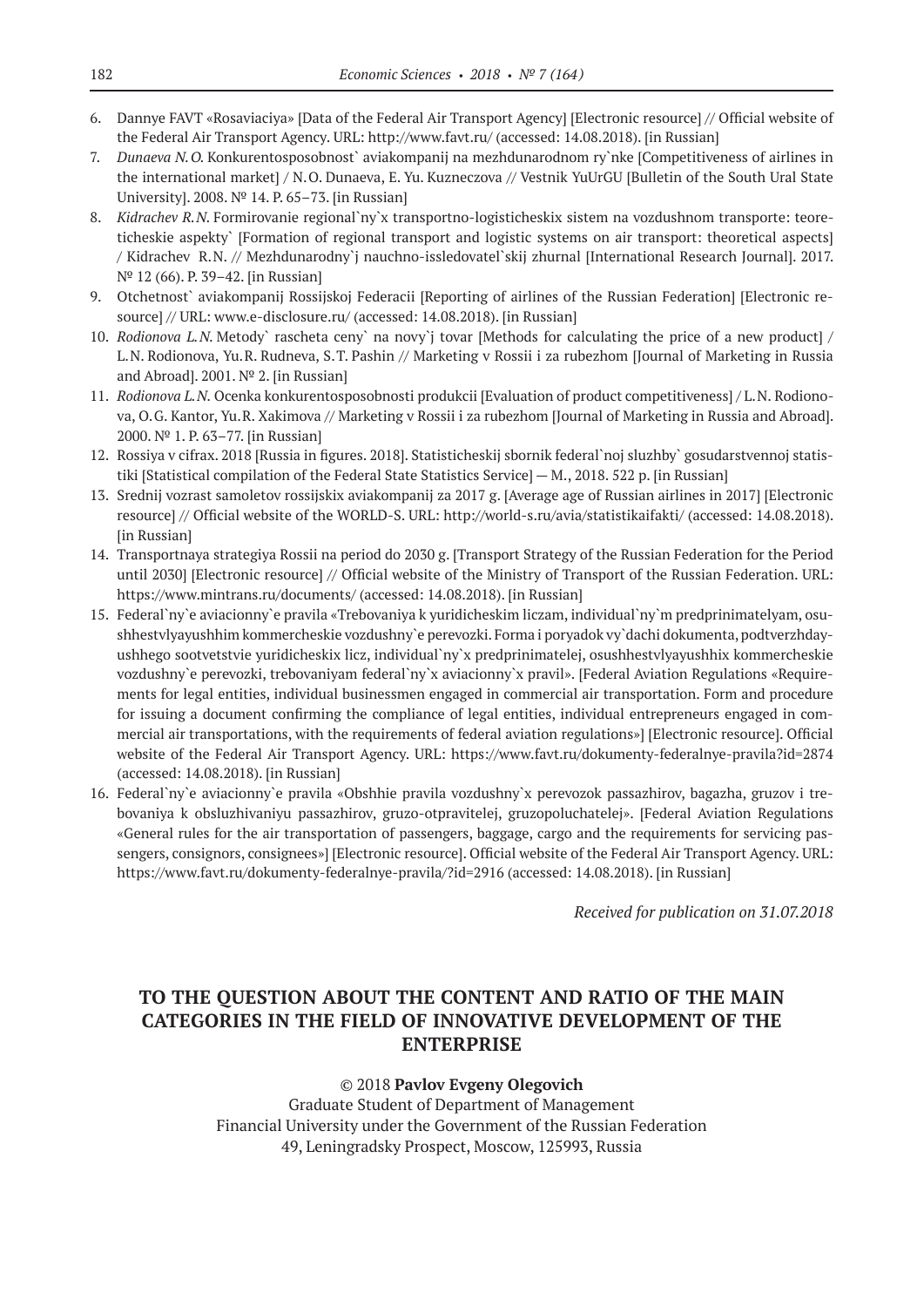6. Dannye FAVT «Rosaviaciya» [Data of the Federal Air Transport Agency] [Electronic resource] // Official website of the Federal Air Transport Agency. URL: http://www.favt.ru/ (accessed: 14.08.2018). [in Russian]
7. *Dunaeva N.O.* Konkurentosposobnost` aviakompanij na mezhdunarodnom ry`nke [Competitiveness of airlines in the international market] / N.O. Dunaeva, E. Yu. Kuzneczova // Vestnik YuUrGU [Bulletin of the South Ural State University]. 2008. № 14. P. 65–73. [in Russian]
8. *Kidrachev R.N.* Formirovanie regional`ny`x transportno-logisticheskix sistem na vozdushnom transporte: teoreticheskie aspekty` [Formation of regional transport and logistic systems on air transport: theoretical aspects] / Kidrachev R.N. // Mezhdunarodny`j nauchno-issledovatel`skij zhurnal [International Research Journal]. 2017. № 12 (66). P. 39–42. [in Russian]
9. Otchetnost` aviakompanij Rossijskoj Federacii [Reporting of airlines of the Russian Federation] [Electronic resource] // URL: www.e-disclosure.ru/ (accessed: 14.08.2018). [in Russian]
10. *Rodionova L.N.* Metody` rascheta ceny` na novy`j tovar [Methods for calculating the price of a new product] / L.N. Rodionova, Yu.R. Rudneva, S.T. Pashin // Marketing v Rossii i za rubezhom [Journal of Marketing in Russia and Abroad]. 2001. № 2. [in Russian]
11. *Rodionova L.N.* Ocenka konkurentosposobnosti produkcii [Evaluation of product competitiveness] / L.N. Rodionova, O.G. Kantor, Yu.R. Xakimova // Marketing v Rossii i za rubezhom [Journal of Marketing in Russia and Abroad]. 2000. № 1. P. 63–77. [in Russian]
12. Rossiya v cifrax. 2018 [Russia in figures. 2018]. Statisticheskij sbornik federal`noj sluzhby` gosudarstvennoj statistiki [Statistical compilation of the Federal State Statistics Service] — M., 2018. 522 p. [in Russian]
13. Srednij vozrast samoletov rossijskix aviakompanij za 2017 g. [Average age of Russian airlines in 2017] [Electronic resource] // Official website of the WORLD-S. URL: http://world-s.ru/avia/statistikaifakti/ (accessed: 14.08.2018). [in Russian]
14. Transportnaya strategiya Rossii na period do 2030 g. [Transport Strategy of the Russian Federation for the Period until 2030] [Electronic resource] // Official website of the Ministry of Transport of the Russian Federation. URL: https://www.mintrans.ru/documents/ (accessed: 14.08.2018). [in Russian]
15. Federal`ny`e aviacionny`e pravila «Trebovaniya k yuridicheskim liczam, individual`ny`m predprinimatelyam, osushhestvlyayushhim kommercheskie vozdushny`e perevozki. Forma i poryadok vy`dachi dokumenta, podtverzhdayushhego sootvetstvie yuridicheskix licz, individual`ny`x predprinimatelej, osushhestvlyayushhix kommercheskie vozdushny`e perevozki, trebovaniyam federal`ny`x aviacionny`x pravil». [Federal Aviation Regulations «Requirements for legal entities, individual businessmen engaged in commercial air transportation. Form and procedure for issuing a document confirming the compliance of legal entities, individual entrepreneurs engaged in commercial air transportations, with the requirements of federal aviation regulations»] [Electronic resource]. Official website of the Federal Air Transport Agency. URL: https://www.favt.ru/dokumenty-federalnye-pravila?id=2874 (accessed: 14.08.2018). [in Russian]
16. Federal`ny`e aviacionny`e pravila «Obshhie pravila vozdushny`x perevozok passazhirov, bagazha, gruzov i trebovaniya k obsluzhivaniyu passazhirov, gruzo-otpravitelej, gruzopoluchatelej». [Federal Aviation Regulations «General rules for the air transportation of passengers, baggage, cargo and the requirements for servicing passengers, consignors, consignees»] [Electronic resource]. Official website of the Federal Air Transport Agency. URL: https://www.favt.ru/dokumenty-federalnye-pravila/?id=2916 (accessed: 14.08.2018). [in Russian]

*Received for publication on 31.07.2018*

## TO THE QUESTION ABOUT THE CONTENT AND RATIO OF THE MAIN CATEGORIES IN THE FIELD OF INNOVATIVE DEVELOPMENT OF THE ENTERPRISE

© 2018 **Pavlov Evgeny Olegovich**

Graduate Student of Department of Management
Financial University under the Government of the Russian Federation
49, Leningradsky Prospect, Moscow, 125993, Russia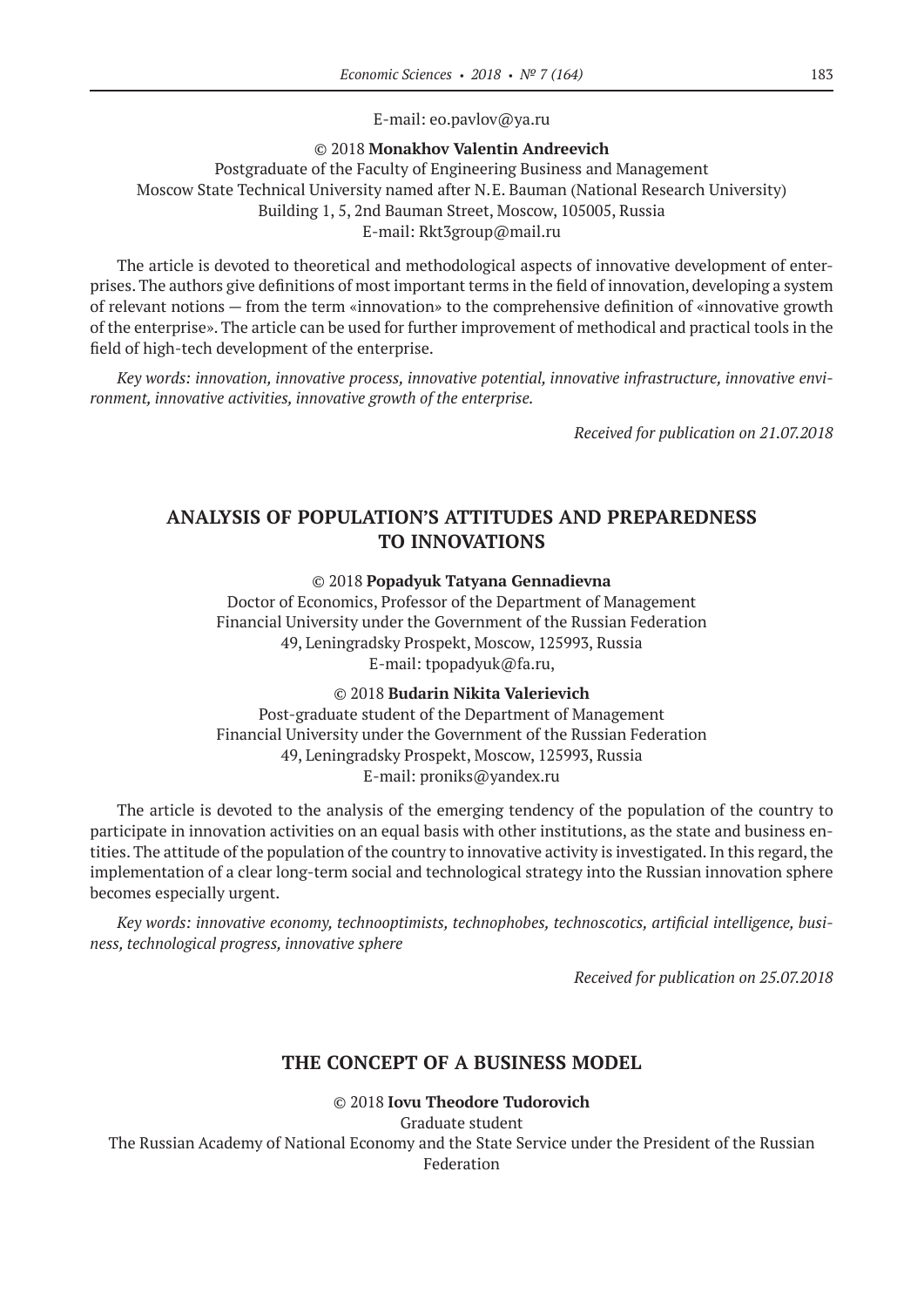E-mail: eo.pavlov@ya.ru

© 2018 **Monakhov Valentin Andreevich**
Postgraduate of the Faculty of Engineering Business and Management
Moscow State Technical University named after N.E. Bauman (National Research University)
Building 1, 5, 2nd Bauman Street, Moscow, 105005, Russia
E-mail: Rkt3group@mail.ru

The article is devoted to theoretical and methodological aspects of innovative development of enterprises. The authors give definitions of most important terms in the field of innovation, developing a system of relevant notions — from the term «innovation» to the comprehensive definition of «innovative growth of the enterprise». The article can be used for further improvement of methodical and practical tools in the field of high-tech development of the enterprise.

*Key words: innovation, innovative process, innovative potential, innovative infrastructure, innovative environment, innovative activities, innovative growth of the enterprise.*

*Received for publication on 21.07.2018*

## ANALYSIS OF POPULATION'S ATTITUDES AND PREPAREDNESS TO INNOVATIONS

© 2018 **Popadyuk Tatyana Gennadievna**
Doctor of Economics, Professor of the Department of Management
Financial University under the Government of the Russian Federation
49, Leningradsky Prospekt, Moscow, 125993, Russia
E-mail: tpopadyuk@fa.ru,

© 2018 **Budarin Nikita Valerievich**
Post-graduate student of the Department of Management
Financial University under the Government of the Russian Federation
49, Leningradsky Prospekt, Moscow, 125993, Russia
E-mail: proniks@yandex.ru

The article is devoted to the analysis of the emerging tendency of the population of the country to participate in innovation activities on an equal basis with other institutions, as the state and business entities. The attitude of the population of the country to innovative activity is investigated. In this regard, the implementation of a clear long-term social and technological strategy into the Russian innovation sphere becomes especially urgent.

*Key words: innovative economy, technooptimists, technophobes, technoscotics, artificial intelligence, business, technological progress, innovative sphere*

*Received for publication on 25.07.2018*

## THE CONCEPT OF A BUSINESS MODEL

© 2018 **Iovu Theodore Tudorovich**
Graduate student
The Russian Academy of National Economy and the State Service under the President of the Russian Federation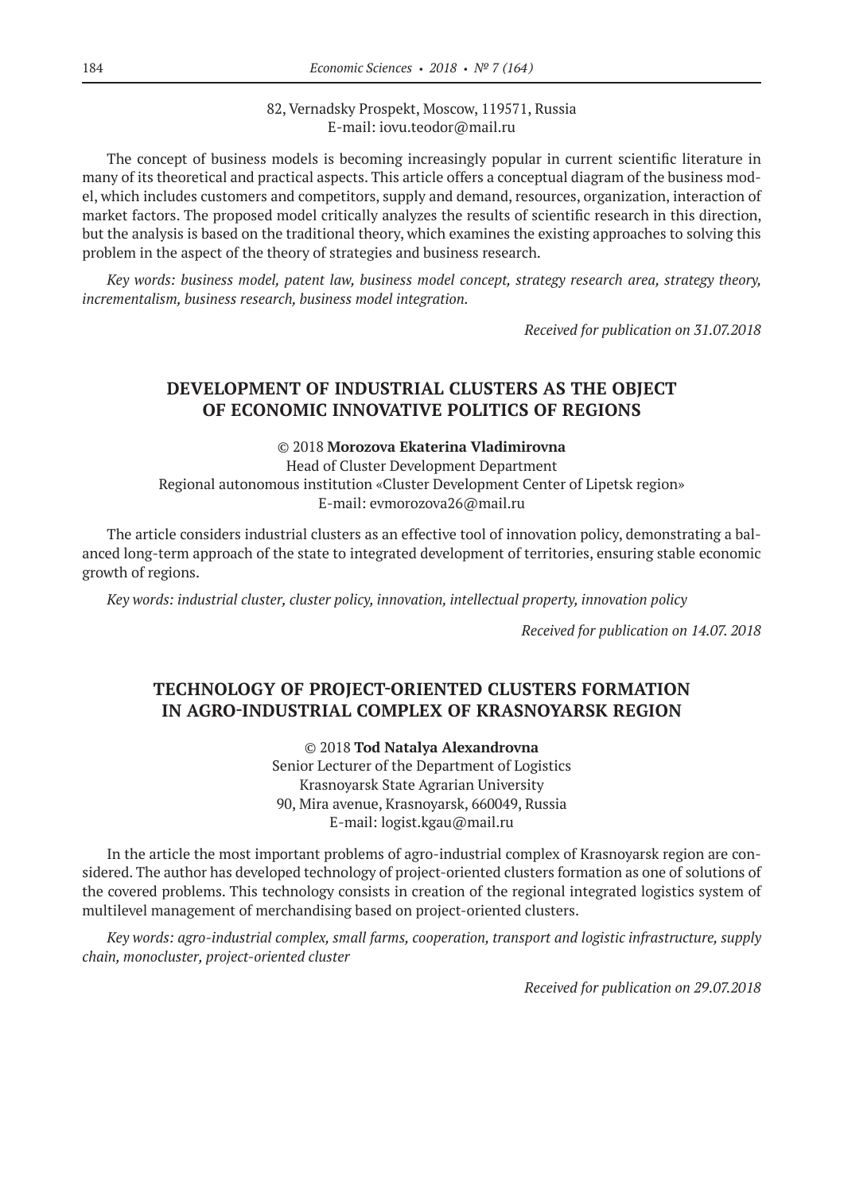82, Vernadsky Prospekt, Moscow, 119571, Russia
E-mail: iovu.teodor@mail.ru

The concept of business models is becoming increasingly popular in current scientific literature in many of its theoretical and practical aspects. This article offers a conceptual diagram of the business model, which includes customers and competitors, supply and demand, resources, organization, interaction of market factors. The proposed model critically analyzes the results of scientific research in this direction, but the analysis is based on the traditional theory, which examines the existing approaches to solving this problem in the aspect of the theory of strategies and business research.

*Key words: business model, patent law, business model concept, strategy research area, strategy theory, incrementalism, business research, business model integration.*

*Received for publication on 31.07.2018*

## DEVELOPMENT OF INDUSTRIAL CLUSTERS AS THE OBJECT OF ECONOMIC INNOVATIVE POLITICS OF REGIONS

© 2018 **Morozova Ekaterina Vladimirovna**
Head of Cluster Development Department
Regional autonomous institution «Cluster Development Center of Lipetsk region»
E-mail: evmorozova26@mail.ru

The article considers industrial clusters as an effective tool of innovation policy, demonstrating a balanced long-term approach of the state to integrated development of territories, ensuring stable economic growth of regions.

*Key words: industrial cluster, cluster policy, innovation, intellectual property, innovation policy*

*Received for publication on 14.07. 2018*

## TECHNOLOGY OF PROJECT-ORIENTED CLUSTERS FORMATION IN AGRO-INDUSTRIAL COMPLEX OF KRASNOYARSK REGION

© 2018 **Tod Natalya Alexandrovna**
Senior Lecturer of the Department of Logistics
Krasnoyarsk State Agrarian University
90, Mira avenue, Krasnoyarsk, 660049, Russia
E-mail: logist.kgau@mail.ru

In the article the most important problems of agro-industrial complex of Krasnoyarsk region are considered. The author has developed technology of project-oriented clusters formation as one of solutions of the covered problems. This technology consists in creation of the regional integrated logistics system of multilevel management of merchandising based on project-oriented clusters.

*Key words: agro-industrial complex, small farms, cooperation, transport and logistic infrastructure, supply chain, monocluster, project-oriented cluster*

*Received for publication on 29.07.2018*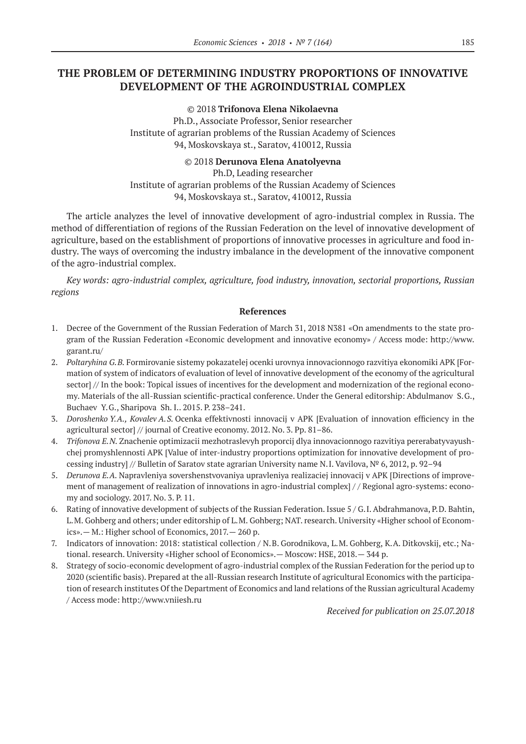# THE PROBLEM OF DETERMINING INDUSTRY PROPORTIONS OF INNOVATIVE DEVELOPMENT OF THE AGROINDUSTRIAL COMPLEX

© 2018 **Trifonova Elena Nikolaevna**
Ph.D., Associate Professor, Senior researcher
Institute of agrarian problems of the Russian Academy of Sciences
94, Moskovskaya st., Saratov, 410012, Russia

© 2018 **Derunova Elena Anatolyevna**
Ph.D, Leading researcher
Institute of agrarian problems of the Russian Academy of Sciences
94, Moskovskaya st., Saratov, 410012, Russia

The article analyzes the level of innovative development of agro-industrial complex in Russia. The method of differentiation of regions of the Russian Federation on the level of innovative development of agriculture, based on the establishment of proportions of innovative processes in agriculture and food industry. The ways of overcoming the industry imbalance in the development of the innovative component of the agro-industrial complex.

*Key words: agro-industrial complex, agriculture, food industry, innovation, sectorial proportions, Russian regions*

**References**

1. Decree of the Government of the Russian Federation of March 31, 2018 N381 «On amendments to the state program of the Russian Federation «Economic development and innovative economy» / Access mode: http://www.garant.ru/
2. *Poltaryhina G.B.* Formirovanie sistemy pokazatelej ocenki urovnya innovacionnogo razvitiya ekonomiki APK [Formation of system of indicators of evaluation of level of innovative development of the economy of the agricultural sector] // In the book: Topical issues of incentives for the development and modernization of the regional economy. Materials of the all-Russian scientific-practical conference. Under the General editorship: Abdulmanov S.G., Buchaev Y.G., Sharipova Sh. I.. 2015. P. 238–241.
3. *Doroshenko Y.A., Kovalev A.S.* Ocenka effektivnosti innovacij v APK [Evaluation of innovation efficiency in the agricultural sector] // journal of Creative economy. 2012. No. 3. Pp. 81–86.
4. *Trifonova E.N.* Znachenie optimizacii mezhotraslevyh proporcij dlya innovacionnogo razvitiya pererabatyvayushchej promyshlennosti APK [Value of inter-industry proportions optimization for innovative development of processing industry] // Bulletin of Saratov state agrarian University name N.I. Vavilova, № 6, 2012, p. 92–94
5. *Derunova E.A.* Napravleniya sovershenstvovaniya upravleniya realizaciej innovacij v APK [Directions of improvement of management of realization of innovations in agro-industrial complex] / / Regional agro-systems: economy and sociology. 2017. No. 3. P. 11.
6. Rating of innovative development of subjects of the Russian Federation. Issue 5 / G.I. Abdrahmanova, P.D. Bahtin, L.M. Gohberg and others; under editorship of L.M. Gohberg; NAT. research. University «Higher school of Economics».— M.: Higher school of Economics, 2017.— 260 p.
7. Indicators of innovation: 2018: statistical collection / N.B. Gorodnikova, L.M. Gohberg, K.A. Ditkovskij, etc.; National. research. University «Higher school of Economics».— Moscow: HSE, 2018.— 344 p.
8. Strategy of socio-economic development of agro-industrial complex of the Russian Federation for the period up to 2020 (scientific basis). Prepared at the all-Russian research Institute of agricultural Economics with the participation of research institutes Of the Department of Economics and land relations of the Russian agricultural Academy / Access mode: http://www.vniiesh.ru

*Received for publication on 25.07.2018*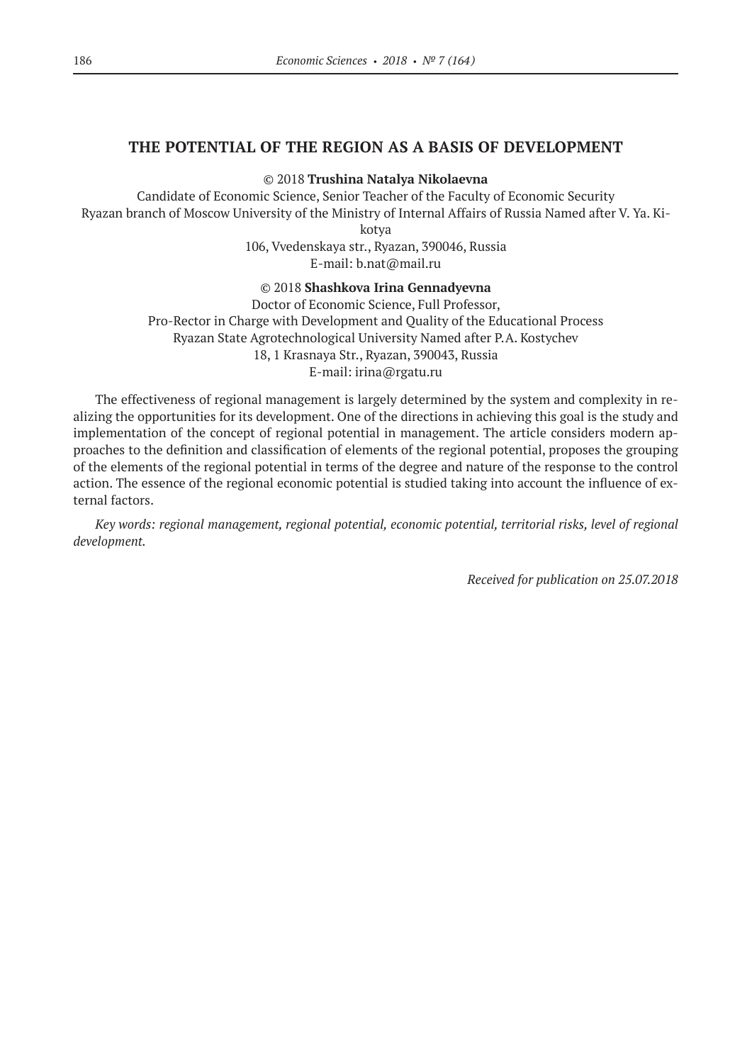## THE POTENTIAL OF THE REGION AS A BASIS OF DEVELOPMENT

© 2018 **Trushina Natalya Nikolaevna**

Candidate of Economic Science, Senior Teacher of the Faculty of Economic Security
Ryazan branch of Moscow University of the Ministry of Internal Affairs of Russia Named after V. Ya. Kikotya
106, Vvedenskaya str., Ryazan, 390046, Russia
E-mail: b.nat@mail.ru

© 2018 **Shashkova Irina Gennadyevna**

Doctor of Economic Science, Full Professor,
Pro-Rector in Charge with Development and Quality of the Educational Process
Ryazan State Agrotechnological University Named after P.A. Kostychev
18, 1 Krasnaya Str., Ryazan, 390043, Russia
E-mail: irina@rgatu.ru

The effectiveness of regional management is largely determined by the system and complexity in realizing the opportunities for its development. One of the directions in achieving this goal is the study and implementation of the concept of regional potential in management. The article considers modern approaches to the definition and classification of elements of the regional potential, proposes the grouping of the elements of the regional potential in terms of the degree and nature of the response to the control action. The essence of the regional economic potential is studied taking into account the influence of external factors.

*Key words: regional management, regional potential, economic potential, territorial risks, level of regional development.*

*Received for publication on 25.07.2018*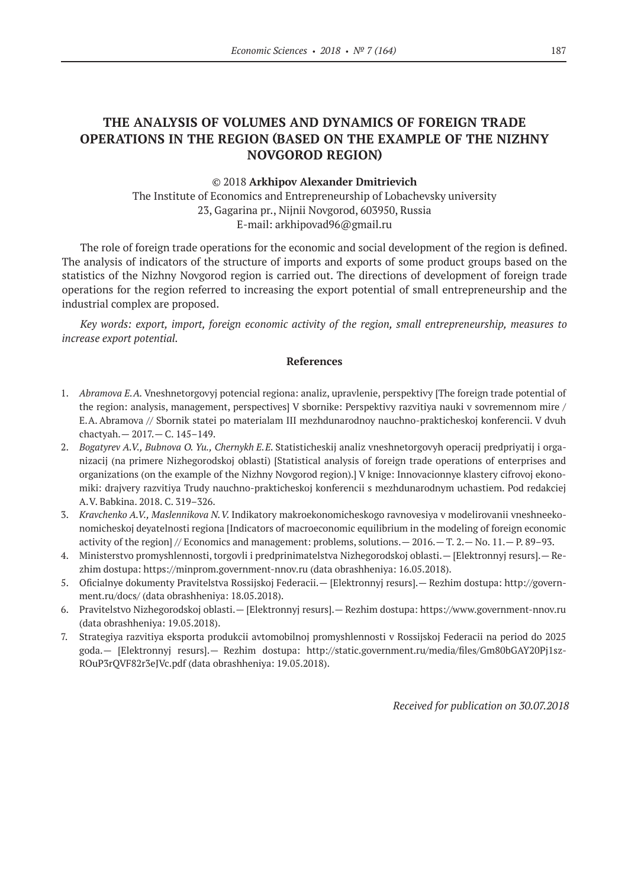# THE ANALYSIS OF VOLUMES AND DYNAMICS OF FOREIGN TRADE OPERATIONS IN THE REGION (BASED ON THE EXAMPLE OF THE NIZHNY NOVGOROD REGION)

© 2018 **Arkhipov Alexander Dmitrievich**
The Institute of Economics and Entrepreneurship of Lobachevsky university
23, Gagarina pr., Nijnii Novgorod, 603950, Russia
E-mail: arkhipovad96@gmail.ru

The role of foreign trade operations for the economic and social development of the region is defined. The analysis of indicators of the structure of imports and exports of some product groups based on the statistics of the Nizhny Novgorod region is carried out. The directions of development of foreign trade operations for the region referred to increasing the export potential of small entrepreneurship and the industrial complex are proposed.

*Key words: export, import, foreign economic activity of the region, small entrepreneurship, measures to increase export potential.*

### References

1. *Abramova E.A.* Vneshnetorgovyj potencial regiona: analiz, upravlenie, perspektivy [The foreign trade potential of the region: analysis, management, perspectives] V sbornike: Perspektivy razvitiya nauki v sovremennom mire / E.A. Abramova // Sbornik statei po materialam III mezhdunarodnoy nauchno-prakticheskoj konferencii. V dvuh chactyah. — 2017. — С. 145–149.
2. *Bogatyrev A.V., Bubnova O. Yu., Chernykh E.E.* Statisticheskij analiz vneshnetorgovyh operacij predpriyatij i organizacij (na primere Nizhegorodskoj oblasti) [Statistical analysis of foreign trade operations of enterprises and organizations (on the example of the Nizhny Novgorod region).] V knige: Innovacionnye klastery cifrovoj ekonomiki: drajvery razvitiya Trudy nauchno-prakticheskoj konferencii s mezhdunarodnym uchastiem. Pod redakciej A.V. Babkina. 2018. С. 319–326.
3. *Kravchenko A.V., Maslennikova N.V.* Indikatory makroekonomicheskogo ravnovesiya v modelirovanii vneshneekonomicheskoj deyatelnosti regiona [Indicators of macroeconomic equilibrium in the modeling of foreign economic activity of the region] // Economics and management: problems, solutions. — 2016. — T. 2. — No. 11. — P. 89–93.
4. Ministerstvo promyshlennosti, torgovli i predprinimatelstva Nizhegorodskoj oblasti. — [Elektronnyj resurs]. — Rezhim dostupa: https://minprom.government-nnov.ru (data obrashheniya: 16.05.2018).
5. Oficialnye dokumenty Pravitelstva Rossijskoj Federacii. — [Elektronnyj resurs]. — Rezhim dostupa: http://government.ru/docs/ (data obrashheniya: 18.05.2018).
6. Pravitelstvo Nizhegorodskoj oblasti. — [Elektronnyj resurs]. — Rezhim dostupa: https://www.government-nnov.ru (data obrashheniya: 19.05.2018).
7. Strategiya razvitiya eksporta produkcii avtomobilnoj promyshlennosti v Rossijskoj Federacii na period do 2025 goda. — [Elektronnyj resurs]. — Rezhim dostupa: http://static.government.ru/media/files/Gm80bGAY20Pj1szROuP3rQVF82r3eJVc.pdf (data obrashheniya: 19.05.2018).

*Received for publication on 30.07.2018*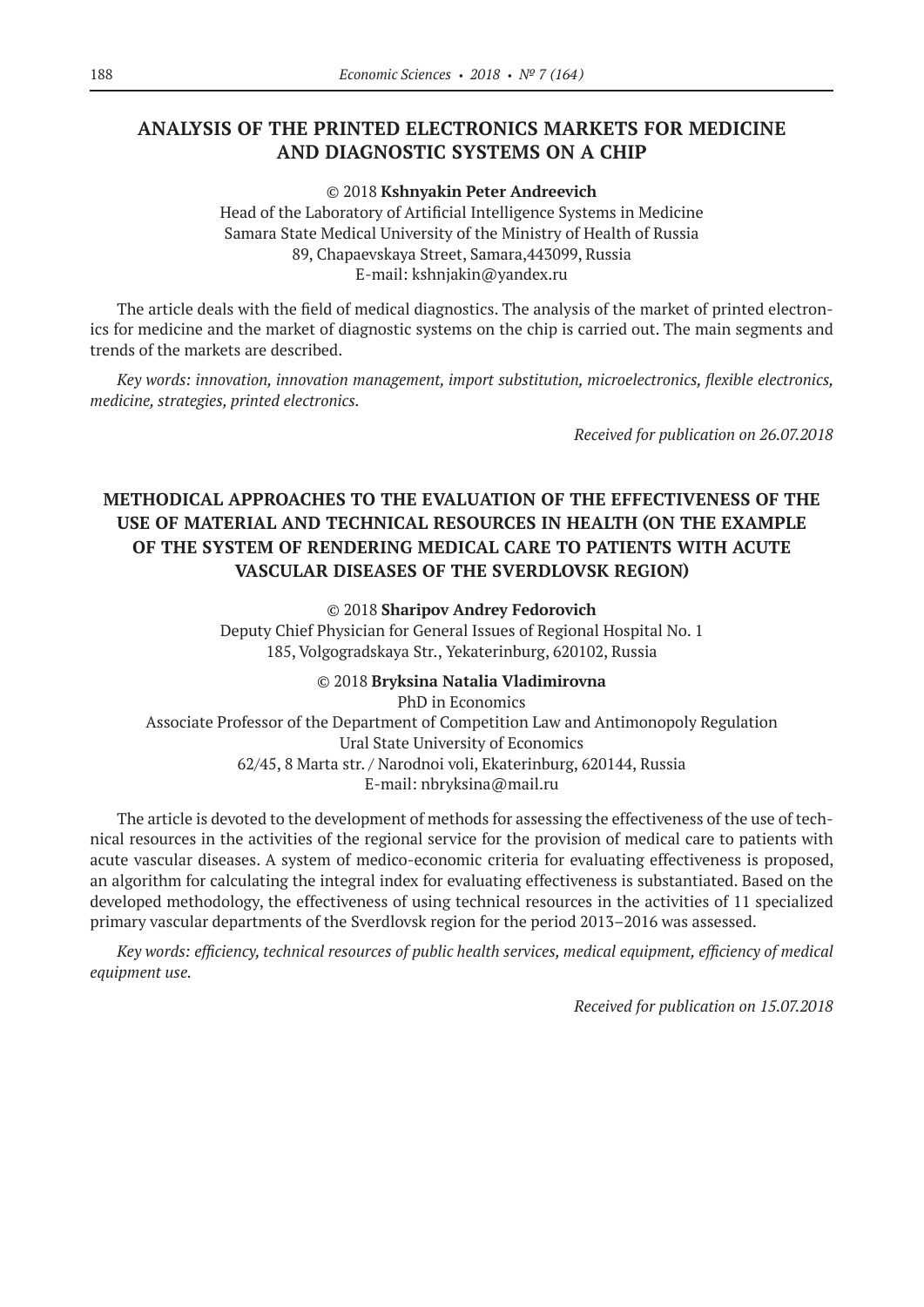## ANALYSIS OF THE PRINTED ELECTRONICS MARKETS FOR MEDICINE AND DIAGNOSTIC SYSTEMS ON A CHIP

© 2018 **Kshnyakin Peter Andreevich**
Head of the Laboratory of Artificial Intelligence Systems in Medicine
Samara State Medical University of the Ministry of Health of Russia
89, Chapaevskaya Street, Samara,443099, Russia
E-mail: kshnjakin@yandex.ru

The article deals with the field of medical diagnostics. The analysis of the market of printed electronics for medicine and the market of diagnostic systems on the chip is carried out. The main segments and trends of the markets are described.

*Key words: innovation, innovation management, import substitution, microelectronics, flexible electronics, medicine, strategies, printed electronics.*

*Received for publication on 26.07.2018*

## METHODICAL APPROACHES TO THE EVALUATION OF THE EFFECTIVENESS OF THE USE OF MATERIAL AND TECHNICAL RESOURCES IN HEALTH (ON THE EXAMPLE OF THE SYSTEM OF RENDERING MEDICAL CARE TO PATIENTS WITH ACUTE VASCULAR DISEASES OF THE SVERDLOVSK REGION)

© 2018 **Sharipov Andrey Fedorovich**
Deputy Chief Physician for General Issues of Regional Hospital No. 1
185, Volgogradskaya Str., Yekaterinburg, 620102, Russia

© 2018 **Bryksina Natalia Vladimirovna**
PhD in Economics
Associate Professor of the Department of Competition Law and Antimonopoly Regulation
Ural State University of Economics
62/45, 8 Marta str. / Narodnoi voli, Ekaterinburg, 620144, Russia
E-mail: nbryksina@mail.ru

The article is devoted to the development of methods for assessing the effectiveness of the use of technical resources in the activities of the regional service for the provision of medical care to patients with acute vascular diseases. A system of medico-economic criteria for evaluating effectiveness is proposed, an algorithm for calculating the integral index for evaluating effectiveness is substantiated. Based on the developed methodology, the effectiveness of using technical resources in the activities of 11 specialized primary vascular departments of the Sverdlovsk region for the period 2013–2016 was assessed.

*Key words: efficiency, technical resources of public health services, medical equipment, efficiency of medical equipment use.*

*Received for publication on 15.07.2018*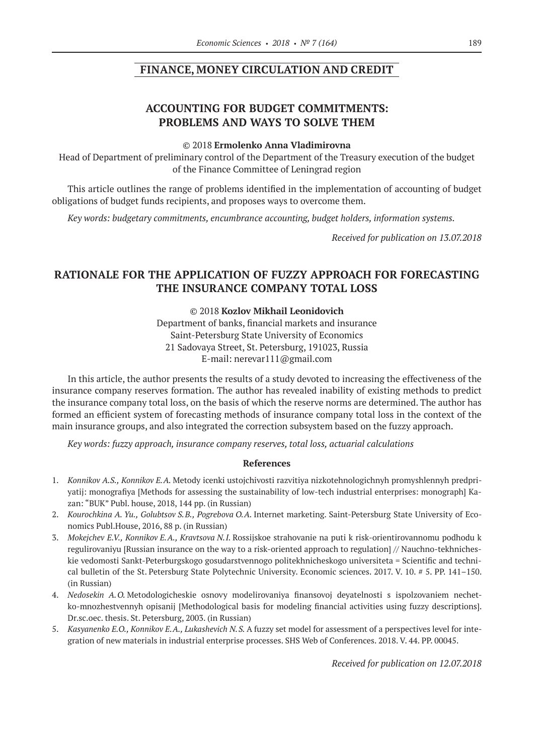## FINANCE, MONEY CIRCULATION AND CREDIT

### ACCOUNTING FOR BUDGET COMMITMENTS: PROBLEMS AND WAYS TO SOLVE THEM

© 2018 **Ermolenko Anna Vladimirovna**

Head of Department of preliminary control of the Department of the Treasury execution of the budget of the Finance Committee of Leningrad region

This article outlines the range of problems identified in the implementation of accounting of budget obligations of budget funds recipients, and proposes ways to overcome them.

*Key words: budgetary commitments, encumbrance accounting, budget holders, information systems.*

*Received for publication on 13.07.2018*

### RATIONALE FOR THE APPLICATION OF FUZZY APPROACH FOR FORECASTING THE INSURANCE COMPANY TOTAL LOSS

© 2018 **Kozlov Mikhail Leonidovich**

Department of banks, financial markets and insurance
Saint-Petersburg State University of Economics
21 Sadovaya Street, St. Petersburg, 191023, Russia
E-mail: nerevar111@gmail.com

In this article, the author presents the results of a study devoted to increasing the effectiveness of the insurance company reserves formation. The author has revealed inability of existing methods to predict the insurance company total loss, on the basis of which the reserve norms are determined. The author has formed an efficient system of forecasting methods of insurance company total loss in the context of the main insurance groups, and also integrated the correction subsystem based on the fuzzy approach.

*Key words: fuzzy approach, insurance company reserves, total loss, actuarial calculations*

#### References

1. *Konnikov A.S., Konnikov E.A.* Metody icenki ustojchivosti razvitiya nizkotehnologichnyh promyshlennyh predpriyatij: monografiya [Methods for assessing the sustainability of low-tech industrial enterprises: monograph] Kazan: "BUK" Publ. house, 2018, 144 pp. (in Russian)
2. *Kourochkina A. Yu., Golubtsov S.B., Pogrebova O.A.* Internet marketing. Saint-Petersburg State University of Economics Publ.House, 2016, 88 p. (in Russian)
3. *Mokejchev E.V., Konnikov E.A., Kravtsova N.I.* Rossijskoe strahovanie na puti k risk-orientirovannomu podhodu k regulirovaniyu [Russian insurance on the way to a risk-oriented approach to regulation] // Nauchno-tekhnicheskie vedomosti Sankt-Peterburgskogo gosudarstvennogo politekhnicheskogo universiteta = Scientific and technical bulletin of the St. Petersburg State Polytechnic University. Economic sciences. 2017. V. 10. # 5. PP. 141–150. (in Russian)
4. *Nedosekin A.O.* Metodologicheskie osnovy modelirovaniya finansovoj deyatelnosti s ispolzovaniem nechetko-mnozhestvennyh opisanij [Methodological basis for modeling financial activities using fuzzy descriptions]. Dr.sc.oec. thesis. St. Petersburg, 2003. (in Russian)
5. *Kasyanenko E.O., Konnikov E.A., Lukashevich N.S.* A fuzzy set model for assessment of a perspectives level for integration of new materials in industrial enterprise processes. SHS Web of Conferences. 2018. V. 44. PP. 00045.

*Received for publication on 12.07.2018*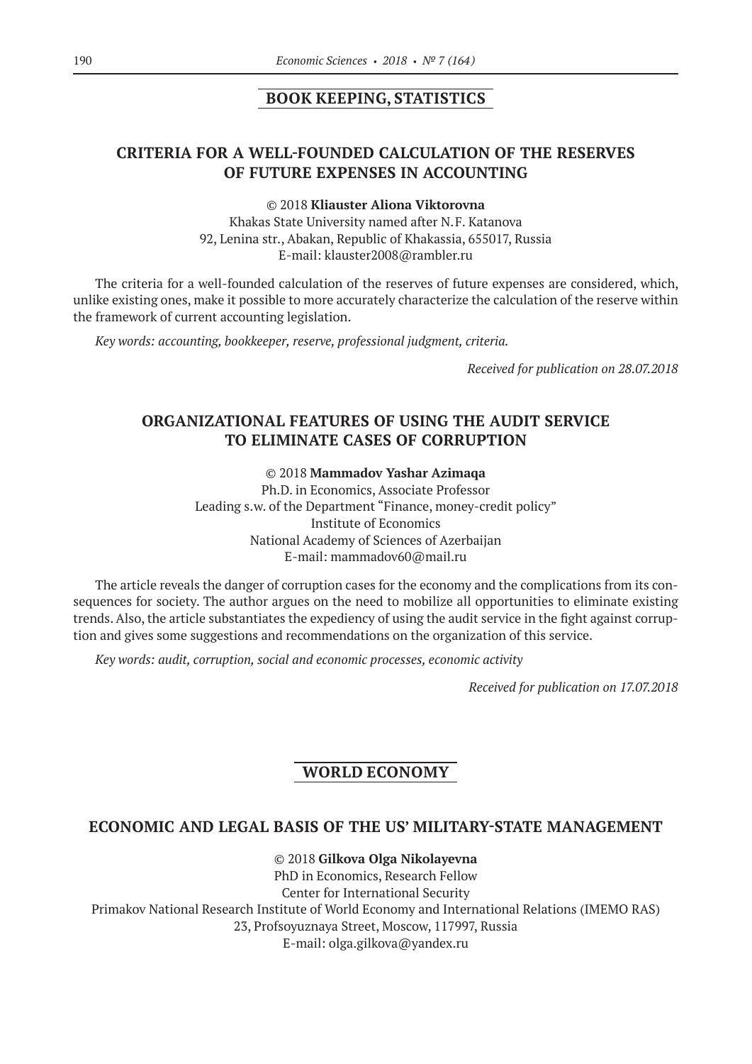## BOOK KEEPING, STATISTICS

### CRITERIA FOR A WELL-FOUNDED CALCULATION OF THE RESERVES OF FUTURE EXPENSES IN ACCOUNTING

© 2018 **Kliauster Aliona Viktorovna**
Khakas State University named after N.F. Katanova
92, Lenina str., Abakan, Republic of Khakassia, 655017, Russia
E-mail: klauster2008@rambler.ru

The criteria for a well-founded calculation of the reserves of future expenses are considered, which, unlike existing ones, make it possible to more accurately characterize the calculation of the reserve within the framework of current accounting legislation.

*Key words: accounting, bookkeeper, reserve, professional judgment, criteria.*

*Received for publication on 28.07.2018*

### ORGANIZATIONAL FEATURES OF USING THE AUDIT SERVICE TO ELIMINATE CASES OF CORRUPTION

© 2018 **Mammadov Yashar Azimaqa**
Ph.D. in Economics, Associate Professor
Leading s.w. of the Department "Finance, money-credit policy"
Institute of Economics
National Academy of Sciences of Azerbaijan
E-mail: mammadov60@mail.ru

The article reveals the danger of corruption cases for the economy and the complications from its consequences for society. The author argues on the need to mobilize all opportunities to eliminate existing trends. Also, the article substantiates the expediency of using the audit service in the fight against corruption and gives some suggestions and recommendations on the organization of this service.

*Key words: audit, corruption, social and economic processes, economic activity*

*Received for publication on 17.07.2018*

## WORLD ECONOMY

### ECONOMIC AND LEGAL BASIS OF THE US' MILITARY-STATE MANAGEMENT

© 2018 **Gilkova Olga Nikolayevna**
PhD in Economics, Research Fellow
Center for International Security
Primakov National Research Institute of World Economy and International Relations (IMEMO RAS)
23, Profsoyuznaya Street, Moscow, 117997, Russia
E-mail: olga.gilkova@yandex.ru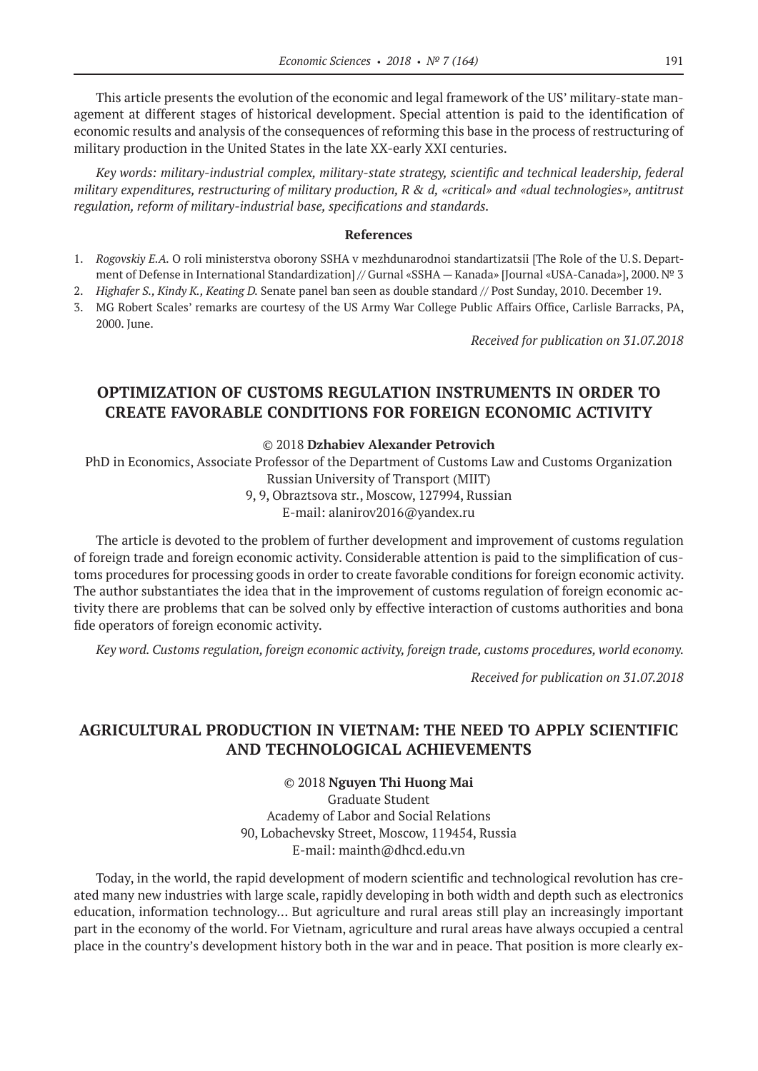This article presents the evolution of the economic and legal framework of the US' military-state management at different stages of historical development. Special attention is paid to the identification of economic results and analysis of the consequences of reforming this base in the process of restructuring of military production in the United States in the late XX-early XXI centuries.

*Key words: military-industrial complex, military-state strategy, scientific and technical leadership, federal military expenditures, restructuring of military production, R & d, «critical» and «dual technologies», antitrust regulation, reform of military-industrial base, specifications and standards.*

**References**

1. *Rogovskiy E.A.* O roli ministerstva oborony SSHA v mezhdunarodnoi standartizatsii [The Role of the U.S. Department of Defense in International Standardization] // Gurnal «SSHA — Kanada» [Journal «USA-Canada»], 2000. № 3
2. *Highafer S., Kindy K., Keating D.* Senate panel ban seen as double standard // Post Sunday, 2010. December 19.
3. MG Robert Scales' remarks are courtesy of the US Army War College Public Affairs Office, Carlisle Barracks, PA, 2000. June.

*Received for publication on 31.07.2018*

## OPTIMIZATION OF CUSTOMS REGULATION INSTRUMENTS IN ORDER TO CREATE FAVORABLE CONDITIONS FOR FOREIGN ECONOMIC ACTIVITY

© 2018 **Dzhabiev Alexander Petrovich**

PhD in Economics, Associate Professor of the Department of Customs Law and Customs Organization
Russian University of Transport (MIIT)
9, 9, Obraztsova str., Moscow, 127994, Russian
E-mail: alanirov2016@yandex.ru

The article is devoted to the problem of further development and improvement of customs regulation of foreign trade and foreign economic activity. Considerable attention is paid to the simplification of customs procedures for processing goods in order to create favorable conditions for foreign economic activity. The author substantiates the idea that in the improvement of customs regulation of foreign economic activity there are problems that can be solved only by effective interaction of customs authorities and bona fide operators of foreign economic activity.

*Key word. Customs regulation, foreign economic activity, foreign trade, customs procedures, world economy.*

*Received for publication on 31.07.2018*

## AGRICULTURAL PRODUCTION IN VIETNAM: THE NEED TO APPLY SCIENTIFIC AND TECHNOLOGICAL ACHIEVEMENTS

© 2018 **Nguyen Thi Huong Mai**

Graduate Student
Academy of Labor and Social Relations
90, Lobachevsky Street, Moscow, 119454, Russia
E-mail: mainth@dhcd.edu.vn

Today, in the world, the rapid development of modern scientific and technological revolution has created many new industries with large scale, rapidly developing in both width and depth such as electronics education, information technology… But agriculture and rural areas still play an increasingly important part in the economy of the world. For Vietnam, agriculture and rural areas have always occupied a central place in the country's development history both in the war and in peace. That position is more clearly ex-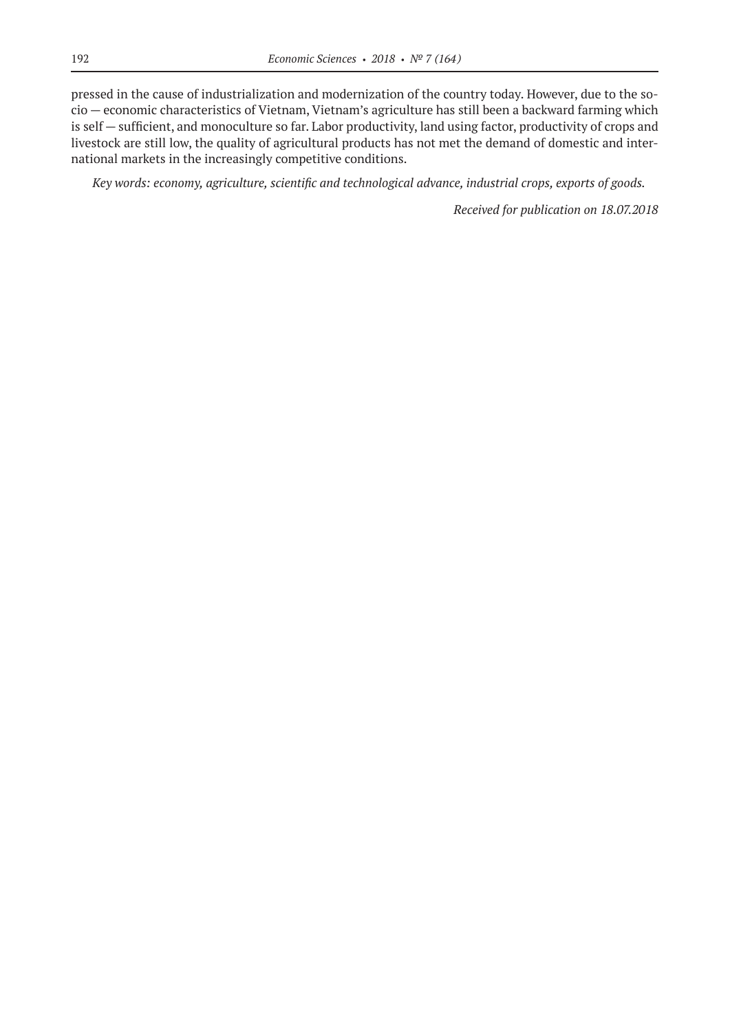pressed in the cause of industrialization and modernization of the country today. However, due to the socio — economic characteristics of Vietnam, Vietnam's agriculture has still been a backward farming which is self — sufficient, and monoculture so far. Labor productivity, land using factor, productivity of crops and livestock are still low, the quality of agricultural products has not met the demand of domestic and international markets in the increasingly competitive conditions.

*Key words: economy, agriculture, scientific and technological advance, industrial crops, exports of goods.*

*Received for publication on 18.07.2018*